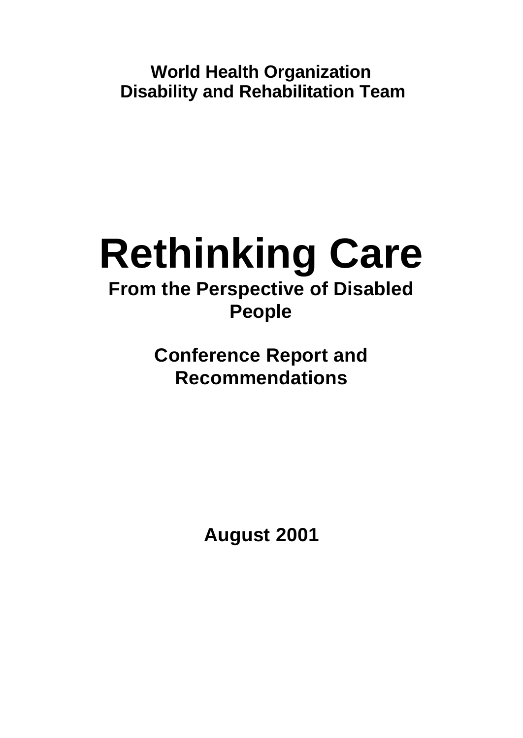**World Health Organization**
**Disability and Rehabilitation Team**

# Rethinking Care

## From the Perspective of Disabled People

## Conference Report and Recommendations

**August 2001**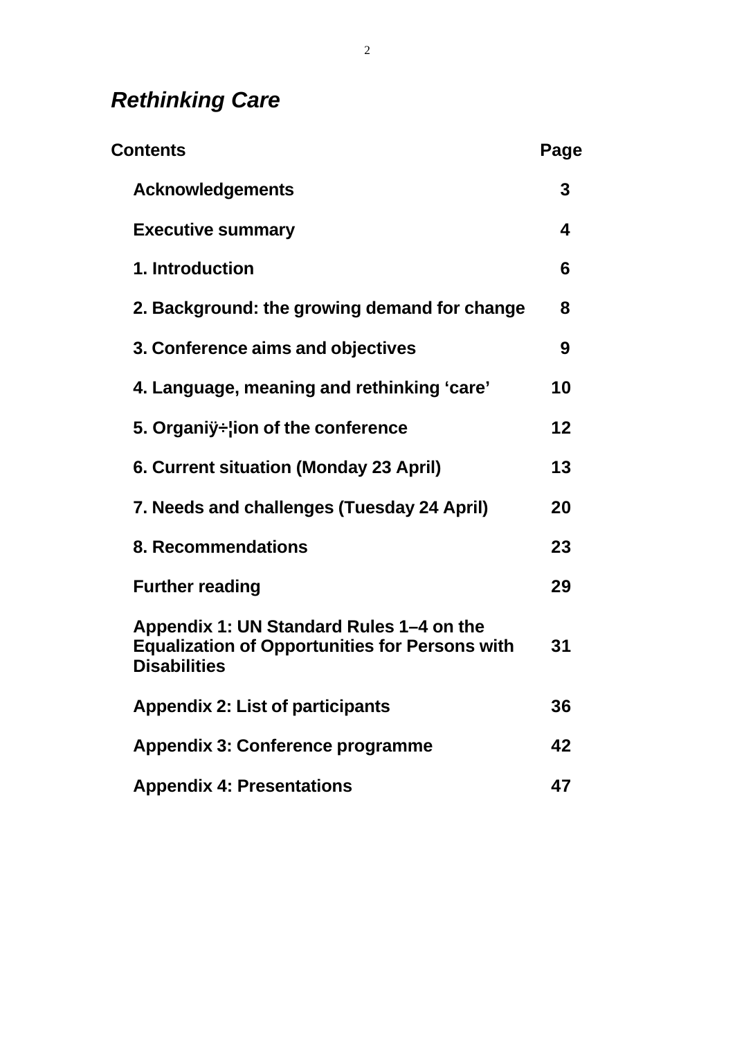# *Rethinking Care*

| Contents | Page |
|---|---|
| Acknowledgements | 3 |
| Executive summary | 4 |
| 1. Introduction | 6 |
| 2. Background: the growing demand for change | 8 |
| 3. Conference aims and objectives | 9 |
| 4. Language, meaning and rethinking ‘care’ | 10 |
| 5. Organiÿ÷¦ion of the conference | 12 |
| 6. Current situation (Monday 23 April) | 13 |
| 7. Needs and challenges (Tuesday 24 April) | 20 |
| 8. Recommendations | 23 |
| Further reading | 29 |
| Appendix 1: UN Standard Rules 1–4 on the Equalization of Opportunities for Persons with Disabilities | 31 |
| Appendix 2: List of participants | 36 |
| Appendix 3: Conference programme | 42 |
| Appendix 4: Presentations | 47 |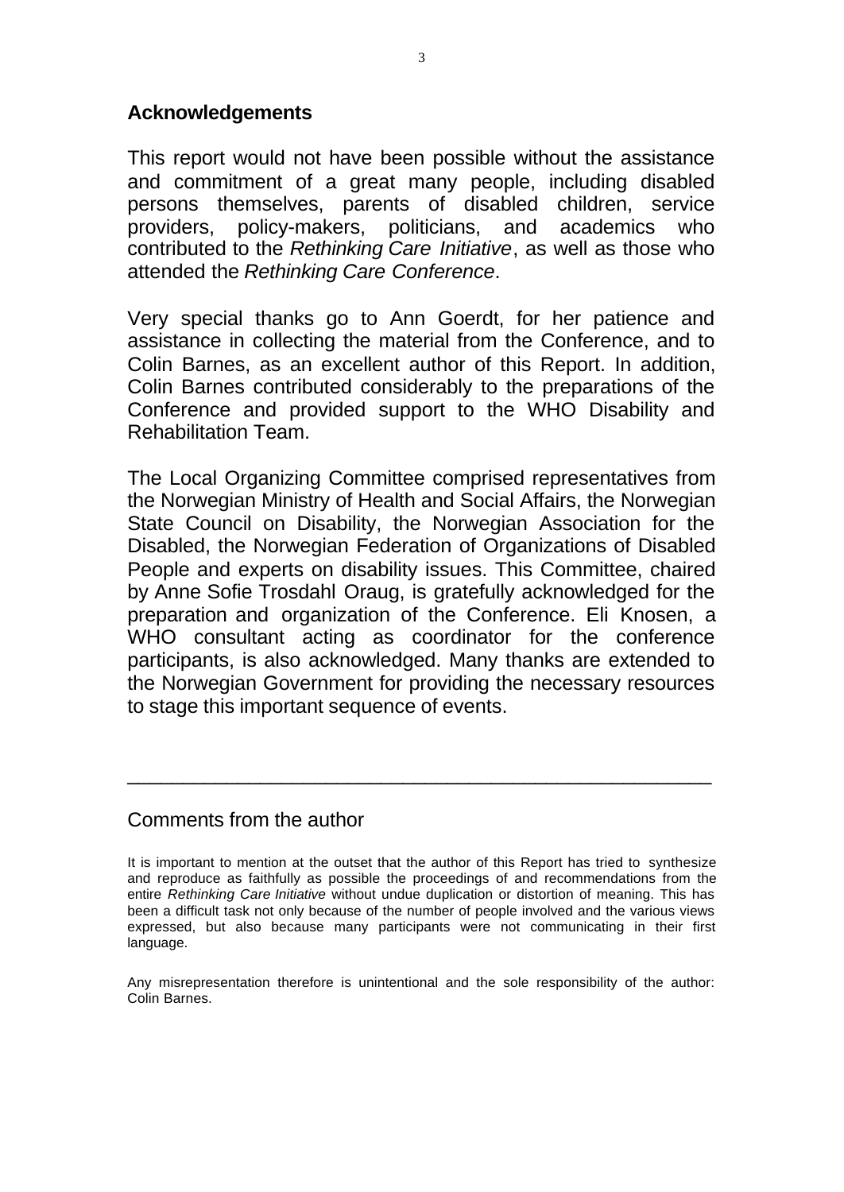## Acknowledgements

This report would not have been possible without the assistance and commitment of a great many people, including disabled persons themselves, parents of disabled children, service providers, policy-makers, politicians, and academics who contributed to the *Rethinking Care Initiative*, as well as those who attended the *Rethinking Care Conference*.

Very special thanks go to Ann Goerdt, for her patience and assistance in collecting the material from the Conference, and to Colin Barnes, as an excellent author of this Report. In addition, Colin Barnes contributed considerably to the preparations of the Conference and provided support to the WHO Disability and Rehabilitation Team.

The Local Organizing Committee comprised representatives from the Norwegian Ministry of Health and Social Affairs, the Norwegian State Council on Disability, the Norwegian Association for the Disabled, the Norwegian Federation of Organizations of Disabled People and experts on disability issues. This Committee, chaired by Anne Sofie Trosdahl Oraug, is gratefully acknowledged for the preparation and organization of the Conference. Eli Knosen, a WHO consultant acting as coordinator for the conference participants, is also acknowledged. Many thanks are extended to the Norwegian Government for providing the necessary resources to stage this important sequence of events.

---

Comments from the author

It is important to mention at the outset that the author of this Report has tried to synthesize and reproduce as faithfully as possible the proceedings of and recommendations from the entire *Rethinking Care Initiative* without undue duplication or distortion of meaning. This has been a difficult task not only because of the number of people involved and the various views expressed, but also because many participants were not communicating in their first language.

Any misrepresentation therefore is unintentional and the sole responsibility of the author: Colin Barnes.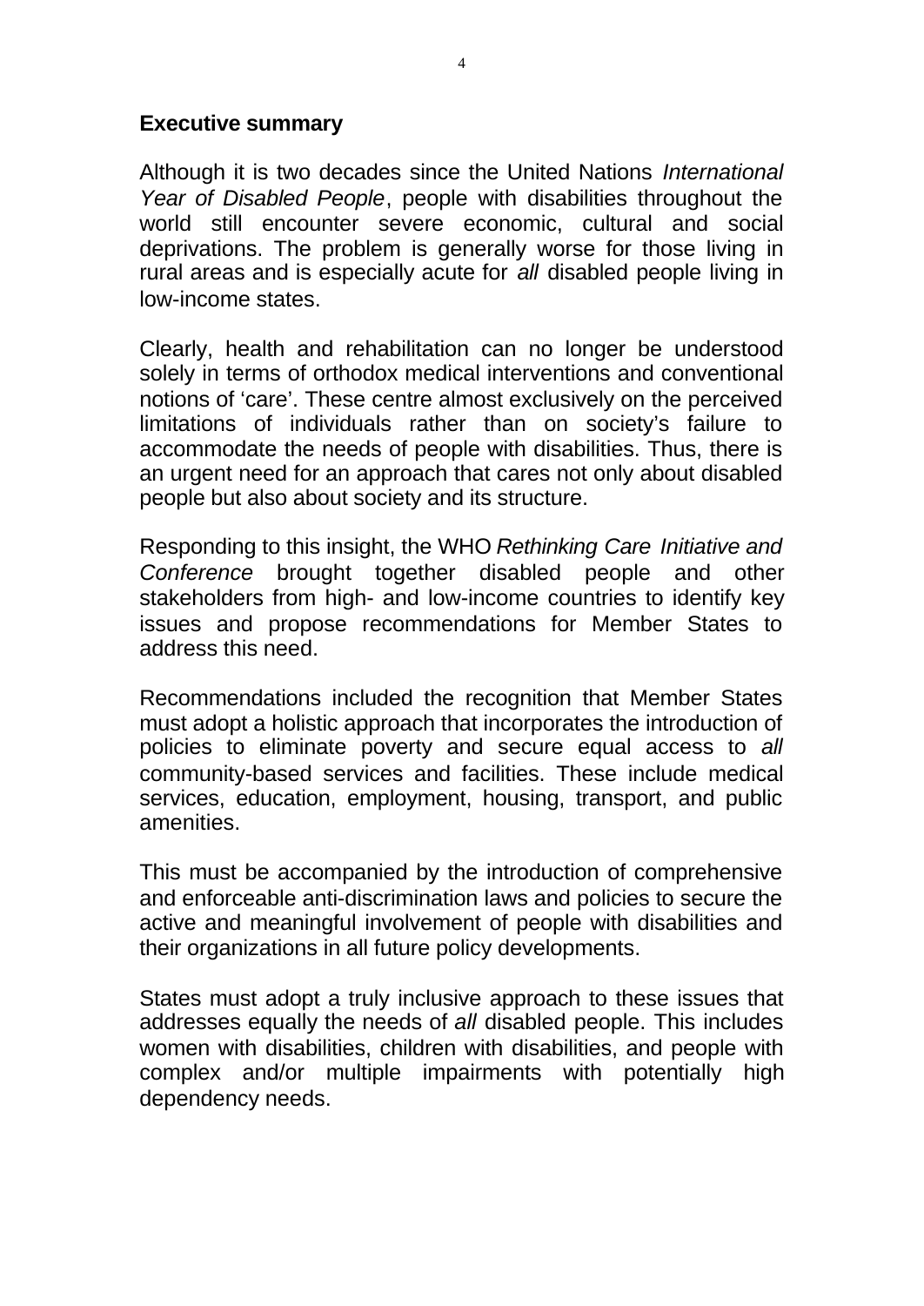## Executive summary

Although it is two decades since the United Nations *International Year of Disabled People*, people with disabilities throughout the world still encounter severe economic, cultural and social deprivations. The problem is generally worse for those living in rural areas and is especially acute for *all* disabled people living in low-income states.

Clearly, health and rehabilitation can no longer be understood solely in terms of orthodox medical interventions and conventional notions of 'care'. These centre almost exclusively on the perceived limitations of individuals rather than on society's failure to accommodate the needs of people with disabilities. Thus, there is an urgent need for an approach that cares not only about disabled people but also about society and its structure.

Responding to this insight, the WHO *Rethinking Care Initiative and Conference* brought together disabled people and other stakeholders from high- and low-income countries to identify key issues and propose recommendations for Member States to address this need.

Recommendations included the recognition that Member States must adopt a holistic approach that incorporates the introduction of policies to eliminate poverty and secure equal access to *all* community-based services and facilities. These include medical services, education, employment, housing, transport, and public amenities.

This must be accompanied by the introduction of comprehensive and enforceable anti-discrimination laws and policies to secure the active and meaningful involvement of people with disabilities and their organizations in all future policy developments.

States must adopt a truly inclusive approach to these issues that addresses equally the needs of *all* disabled people. This includes women with disabilities, children with disabilities, and people with complex and/or multiple impairments with potentially high dependency needs.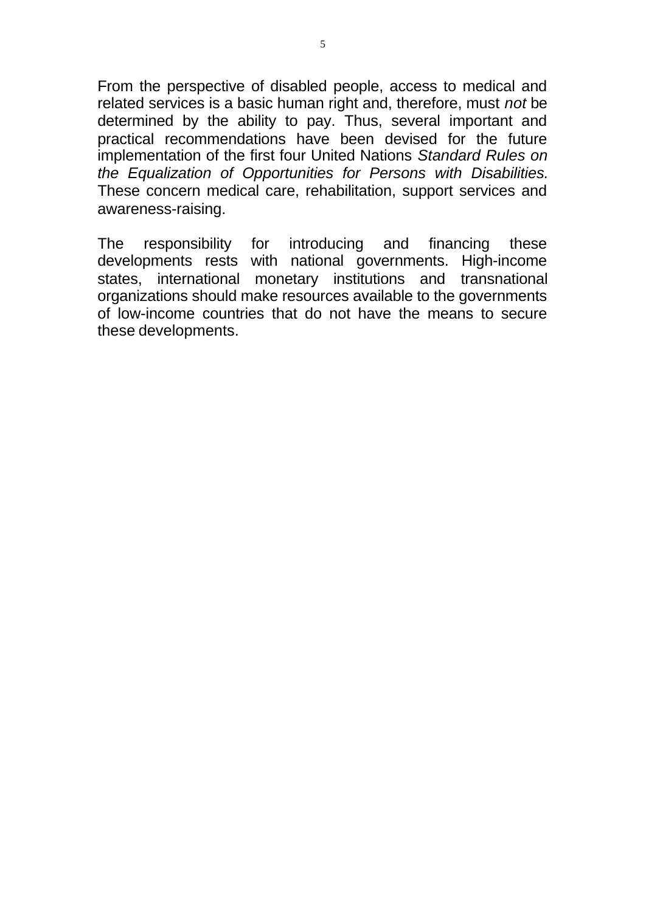From the perspective of disabled people, access to medical and related services is a basic human right and, therefore, must *not* be determined by the ability to pay. Thus, several important and practical recommendations have been devised for the future implementation of the first four United Nations *Standard Rules on the Equalization of Opportunities for Persons with Disabilities.* These concern medical care, rehabilitation, support services and awareness-raising.

The responsibility for introducing and financing these developments rests with national governments. High-income states, international monetary institutions and transnational organizations should make resources available to the governments of low-income countries that do not have the means to secure these developments.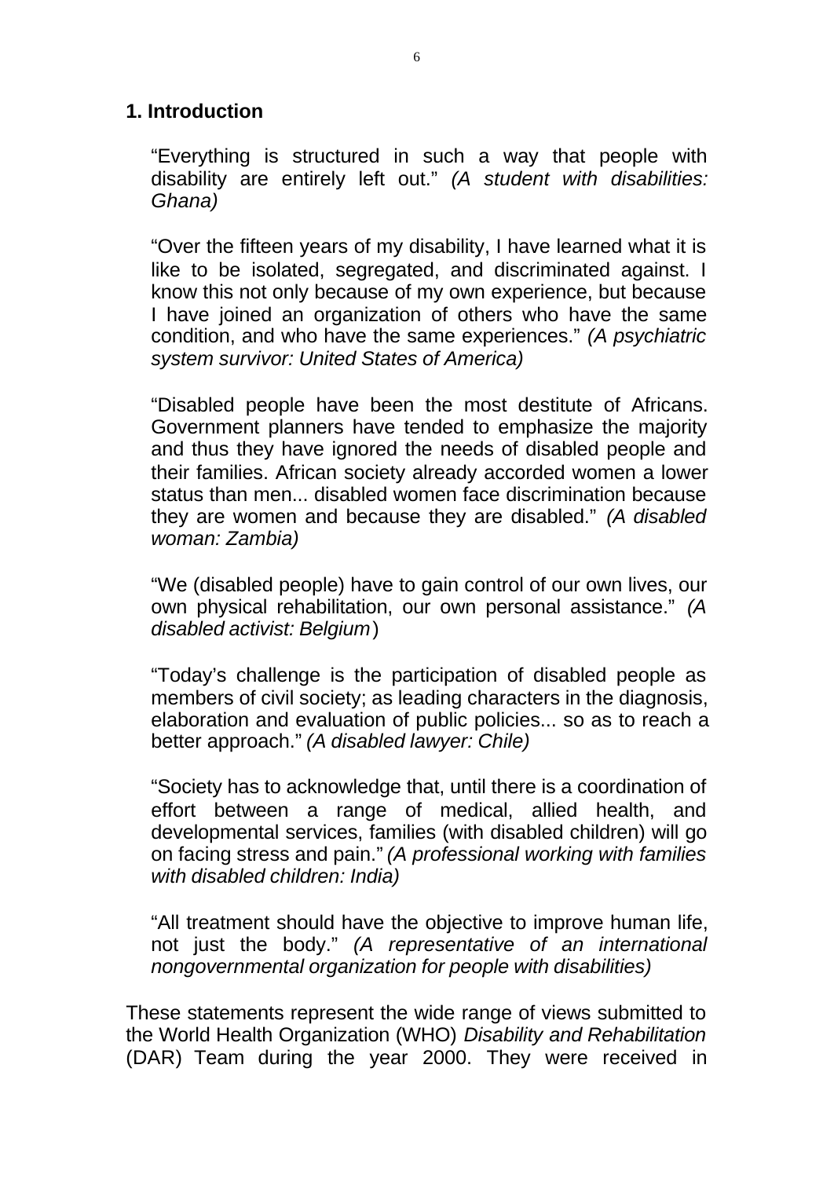## 1. Introduction

> "Everything is structured in such a way that people with disability are entirely left out." *(A student with disabilities: Ghana)*

> "Over the fifteen years of my disability, I have learned what it is like to be isolated, segregated, and discriminated against. I know this not only because of my own experience, but because I have joined an organization of others who have the same condition, and who have the same experiences." *(A psychiatric system survivor: United States of America)*

> "Disabled people have been the most destitute of Africans. Government planners have tended to emphasize the majority and thus they have ignored the needs of disabled people and their families. African society already accorded women a lower status than men... disabled women face discrimination because they are women and because they are disabled." *(A disabled woman: Zambia)*

> "We (disabled people) have to gain control of our own lives, our own physical rehabilitation, our own personal assistance." *(A disabled activist: Belgium*)

> "Today's challenge is the participation of disabled people as members of civil society; as leading characters in the diagnosis, elaboration and evaluation of public policies... so as to reach a better approach." *(A disabled lawyer: Chile)*

> "Society has to acknowledge that, until there is a coordination of effort between a range of medical, allied health, and developmental services, families (with disabled children) will go on facing stress and pain." *(A professional working with families with disabled children: India)*

> "All treatment should have the objective to improve human life, not just the body." *(A representative of an international nongovernmental organization for people with disabilities)*

These statements represent the wide range of views submitted to the World Health Organization (WHO) *Disability and Rehabilitation* (DAR) Team during the year 2000. They were received in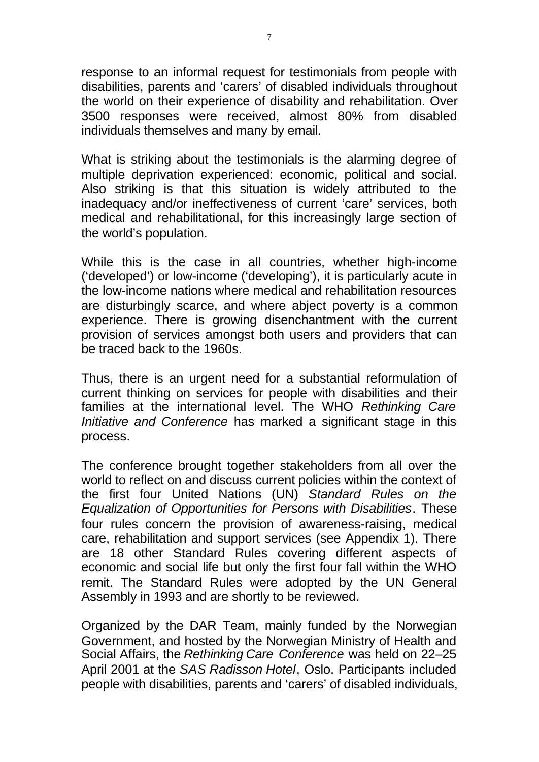response to an informal request for testimonials from people with disabilities, parents and 'carers' of disabled individuals throughout the world on their experience of disability and rehabilitation. Over 3500 responses were received, almost 80% from disabled individuals themselves and many by email.

What is striking about the testimonials is the alarming degree of multiple deprivation experienced: economic, political and social. Also striking is that this situation is widely attributed to the inadequacy and/or ineffectiveness of current 'care' services, both medical and rehabilitational, for this increasingly large section of the world's population.

While this is the case in all countries, whether high-income ('developed') or low-income ('developing'), it is particularly acute in the low-income nations where medical and rehabilitation resources are disturbingly scarce, and where abject poverty is a common experience. There is growing disenchantment with the current provision of services amongst both users and providers that can be traced back to the 1960s.

Thus, there is an urgent need for a substantial reformulation of current thinking on services for people with disabilities and their families at the international level. The WHO *Rethinking Care Initiative and Conference* has marked a significant stage in this process.

The conference brought together stakeholders from all over the world to reflect on and discuss current policies within the context of the first four United Nations (UN) *Standard Rules on the Equalization of Opportunities for Persons with Disabilities*. These four rules concern the provision of awareness-raising, medical care, rehabilitation and support services (see Appendix 1). There are 18 other Standard Rules covering different aspects of economic and social life but only the first four fall within the WHO remit. The Standard Rules were adopted by the UN General Assembly in 1993 and are shortly to be reviewed.

Organized by the DAR Team, mainly funded by the Norwegian Government, and hosted by the Norwegian Ministry of Health and Social Affairs, the *Rethinking Care Conference* was held on 22–25 April 2001 at the *SAS Radisson Hotel*, Oslo. Participants included people with disabilities, parents and 'carers' of disabled individuals,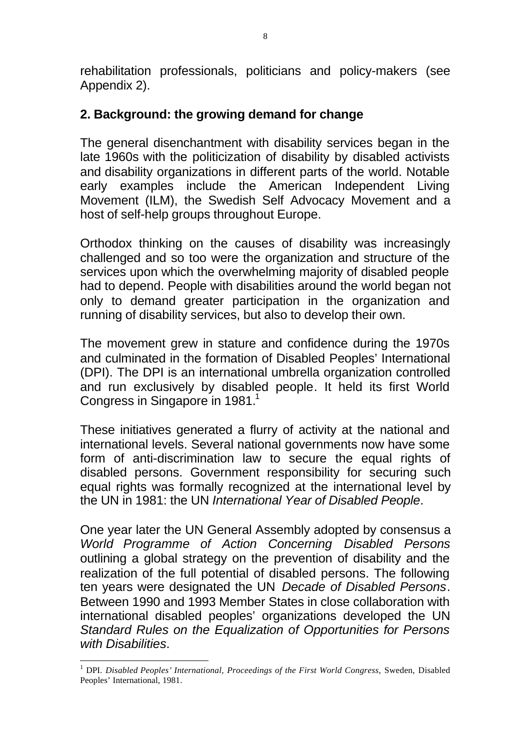rehabilitation professionals, politicians and policy-makers (see Appendix 2).

## 2. Background: the growing demand for change

The general disenchantment with disability services began in the late 1960s with the politicization of disability by disabled activists and disability organizations in different parts of the world. Notable early examples include the American Independent Living Movement (ILM), the Swedish Self Advocacy Movement and a host of self-help groups throughout Europe.

Orthodox thinking on the causes of disability was increasingly challenged and so too were the organization and structure of the services upon which the overwhelming majority of disabled people had to depend. People with disabilities around the world began not only to demand greater participation in the organization and running of disability services, but also to develop their own.

The movement grew in stature and confidence during the 1970s and culminated in the formation of Disabled Peoples' International (DPI). The DPI is an international umbrella organization controlled and run exclusively by disabled people. It held its first World Congress in Singapore in 1981.[1]

These initiatives generated a flurry of activity at the national and international levels. Several national governments now have some form of anti-discrimination law to secure the equal rights of disabled persons. Government responsibility for securing such equal rights was formally recognized at the international level by the UN in 1981: the UN *International Year of Disabled People*.

One year later the UN General Assembly adopted by consensus a *World Programme of Action Concerning Disabled Persons* outlining a global strategy on the prevention of disability and the realization of the full potential of disabled persons. The following ten years were designated the UN *Decade of Disabled Persons*. Between 1990 and 1993 Member States in close collaboration with international disabled peoples' organizations developed the UN *Standard Rules on the Equalization of Opportunities for Persons with Disabilities*.

---

[1] DPI. *Disabled Peoples' International, Proceedings of the First World Congress,* Sweden, Disabled Peoples' International, 1981.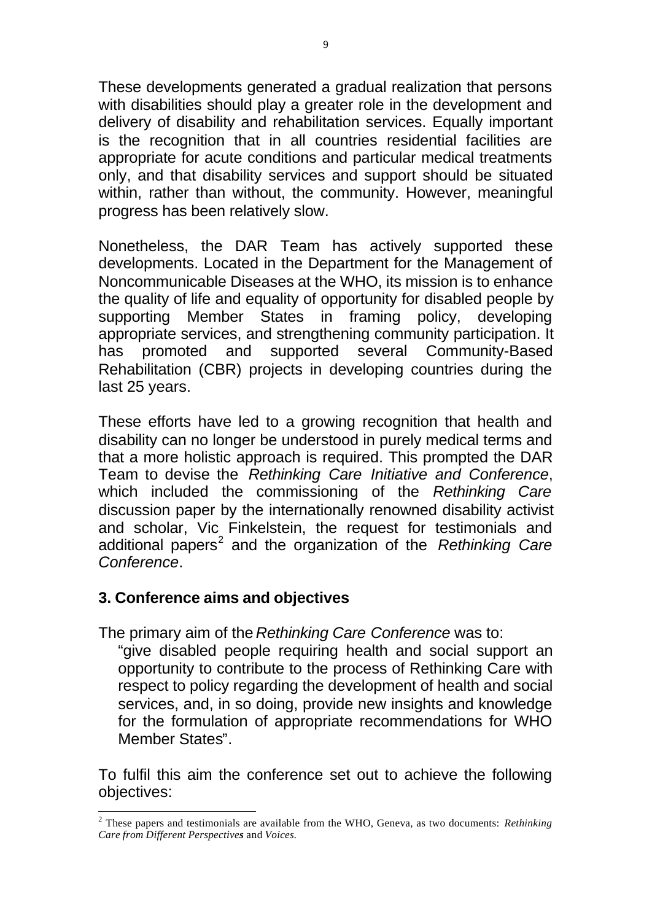These developments generated a gradual realization that persons with disabilities should play a greater role in the development and delivery of disability and rehabilitation services. Equally important is the recognition that in all countries residential facilities are appropriate for acute conditions and particular medical treatments only, and that disability services and support should be situated within, rather than without, the community. However, meaningful progress has been relatively slow.

Nonetheless, the DAR Team has actively supported these developments. Located in the Department for the Management of Noncommunicable Diseases at the WHO, its mission is to enhance the quality of life and equality of opportunity for disabled people by supporting Member States in framing policy, developing appropriate services, and strengthening community participation. It has promoted and supported several Community-Based Rehabilitation (CBR) projects in developing countries during the last 25 years.

These efforts have led to a growing recognition that health and disability can no longer be understood in purely medical terms and that a more holistic approach is required. This prompted the DAR Team to devise the *Rethinking Care Initiative and Conference*, which included the commissioning of the *Rethinking Care* discussion paper by the internationally renowned disability activist and scholar, Vic Finkelstein, the request for testimonials and additional papers[2] and the organization of the *Rethinking Care Conference*.

## 3. Conference aims and objectives

The primary aim of the *Rethinking Care Conference* was to:

> "give disabled people requiring health and social support an opportunity to contribute to the process of Rethinking Care with respect to policy regarding the development of health and social services, and, in so doing, provide new insights and knowledge for the formulation of appropriate recommendations for WHO Member States".

To fulfil this aim the conference set out to achieve the following objectives:

---

[2] These papers and testimonials are available from the WHO, Geneva, as two documents: *Rethinking Care from Different Perspectives* and *Voices*.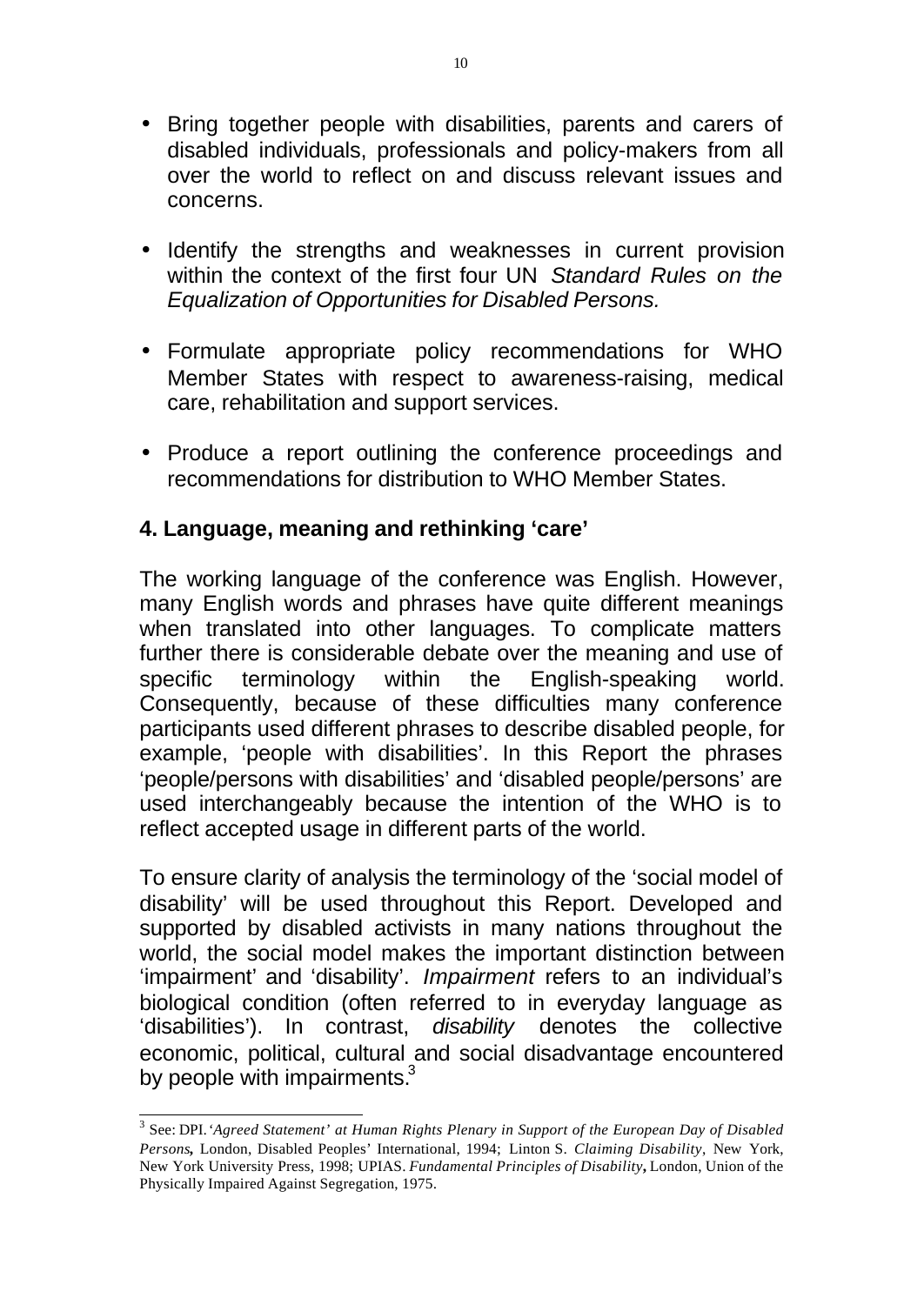- Bring together people with disabilities, parents and carers of disabled individuals, professionals and policy-makers from all over the world to reflect on and discuss relevant issues and concerns.

- Identify the strengths and weaknesses in current provision within the context of the first four UN *Standard Rules on the Equalization of Opportunities for Disabled Persons.*

- Formulate appropriate policy recommendations for WHO Member States with respect to awareness-raising, medical care, rehabilitation and support services.

- Produce a report outlining the conference proceedings and recommendations for distribution to WHO Member States.

## 4. Language, meaning and rethinking 'care'

The working language of the conference was English. However, many English words and phrases have quite different meanings when translated into other languages. To complicate matters further there is considerable debate over the meaning and use of specific terminology within the English-speaking world. Consequently, because of these difficulties many conference participants used different phrases to describe disabled people, for example, 'people with disabilities'. In this Report the phrases 'people/persons with disabilities' and 'disabled people/persons' are used interchangeably because the intention of the WHO is to reflect accepted usage in different parts of the world.

To ensure clarity of analysis the terminology of the 'social model of disability' will be used throughout this Report. Developed and supported by disabled activists in many nations throughout the world, the social model makes the important distinction between 'impairment' and 'disability'. *Impairment* refers to an individual's biological condition (often referred to in everyday language as 'disabilities'). In contrast, *disability* denotes the collective economic, political, cultural and social disadvantage encountered by people with impairments.[3]

---

[3] See: DPI. '*Agreed Statement' at Human Rights Plenary in Support of the European Day of Disabled Persons,* London, Disabled Peoples' International, 1994; Linton S. *Claiming Disability*, New York, New York University Press, 1998; UPIAS. *Fundamental Principles of Disability***,** London, Union of the Physically Impaired Against Segregation, 1975.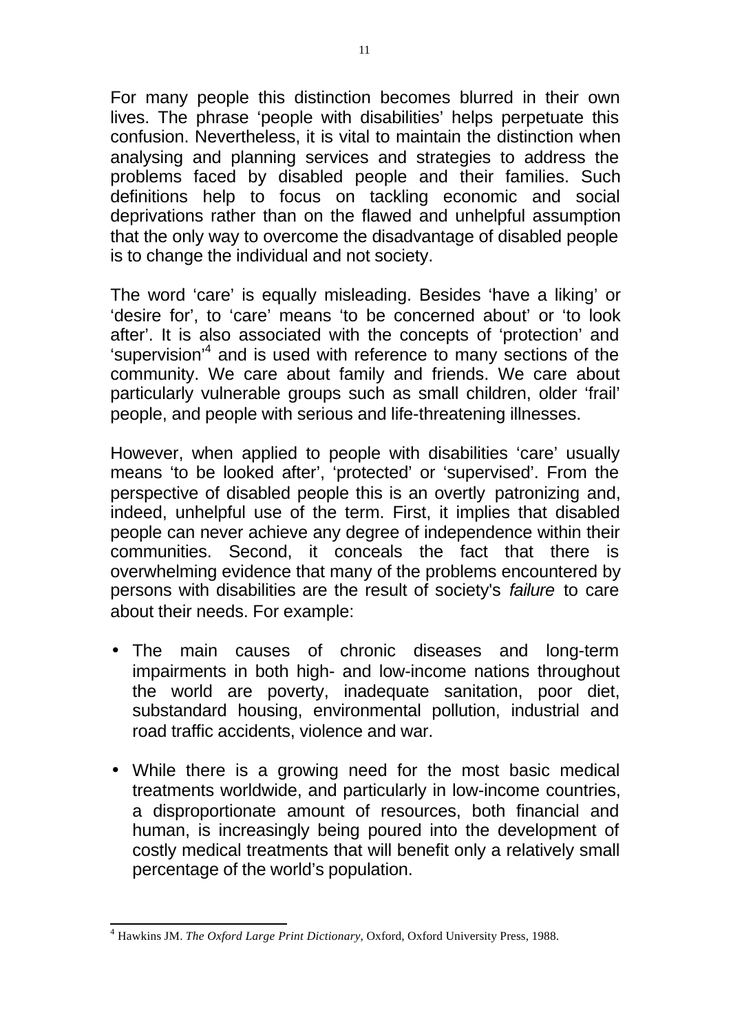For many people this distinction becomes blurred in their own lives. The phrase 'people with disabilities' helps perpetuate this confusion. Nevertheless, it is vital to maintain the distinction when analysing and planning services and strategies to address the problems faced by disabled people and their families. Such definitions help to focus on tackling economic and social deprivations rather than on the flawed and unhelpful assumption that the only way to overcome the disadvantage of disabled people is to change the individual and not society.

The word 'care' is equally misleading. Besides 'have a liking' or 'desire for', to 'care' means 'to be concerned about' or 'to look after'. It is also associated with the concepts of 'protection' and 'supervision'[4] and is used with reference to many sections of the community. We care about family and friends. We care about particularly vulnerable groups such as small children, older 'frail' people, and people with serious and life-threatening illnesses.

However, when applied to people with disabilities 'care' usually means 'to be looked after', 'protected' or 'supervised'. From the perspective of disabled people this is an overtly patronizing and, indeed, unhelpful use of the term. First, it implies that disabled people can never achieve any degree of independence within their communities. Second, it conceals the fact that there is overwhelming evidence that many of the problems encountered by persons with disabilities are the result of society's *failure* to care about their needs. For example:

- The main causes of chronic diseases and long-term impairments in both high- and low-income nations throughout the world are poverty, inadequate sanitation, poor diet, substandard housing, environmental pollution, industrial and road traffic accidents, violence and war.

- While there is a growing need for the most basic medical treatments worldwide, and particularly in low-income countries, a disproportionate amount of resources, both financial and human, is increasingly being poured into the development of costly medical treatments that will benefit only a relatively small percentage of the world's population.

---

[4] Hawkins JM. *The Oxford Large Print Dictionary*, Oxford, Oxford University Press, 1988.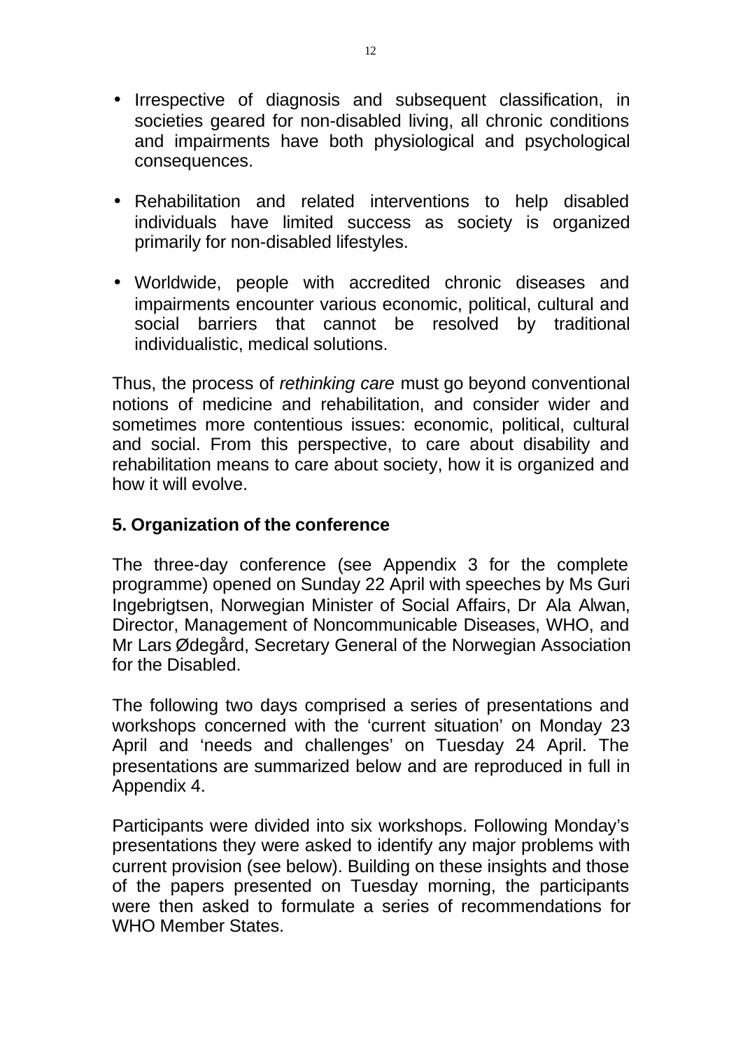- Irrespective of diagnosis and subsequent classification, in societies geared for non-disabled living, all chronic conditions and impairments have both physiological and psychological consequences.

- Rehabilitation and related interventions to help disabled individuals have limited success as society is organized primarily for non-disabled lifestyles.

- Worldwide, people with accredited chronic diseases and impairments encounter various economic, political, cultural and social barriers that cannot be resolved by traditional individualistic, medical solutions.

Thus, the process of *rethinking care* must go beyond conventional notions of medicine and rehabilitation, and consider wider and sometimes more contentious issues: economic, political, cultural and social. From this perspective, to care about disability and rehabilitation means to care about society, how it is organized and how it will evolve.

## 5. Organization of the conference

The three-day conference (see Appendix 3 for the complete programme) opened on Sunday 22 April with speeches by Ms Guri Ingebrigtsen, Norwegian Minister of Social Affairs, Dr Ala Alwan, Director, Management of Noncommunicable Diseases, WHO, and Mr Lars Ødegård, Secretary General of the Norwegian Association for the Disabled.

The following two days comprised a series of presentations and workshops concerned with the 'current situation' on Monday 23 April and 'needs and challenges' on Tuesday 24 April. The presentations are summarized below and are reproduced in full in Appendix 4.

Participants were divided into six workshops. Following Monday's presentations they were asked to identify any major problems with current provision (see below). Building on these insights and those of the papers presented on Tuesday morning, the participants were then asked to formulate a series of recommendations for WHO Member States.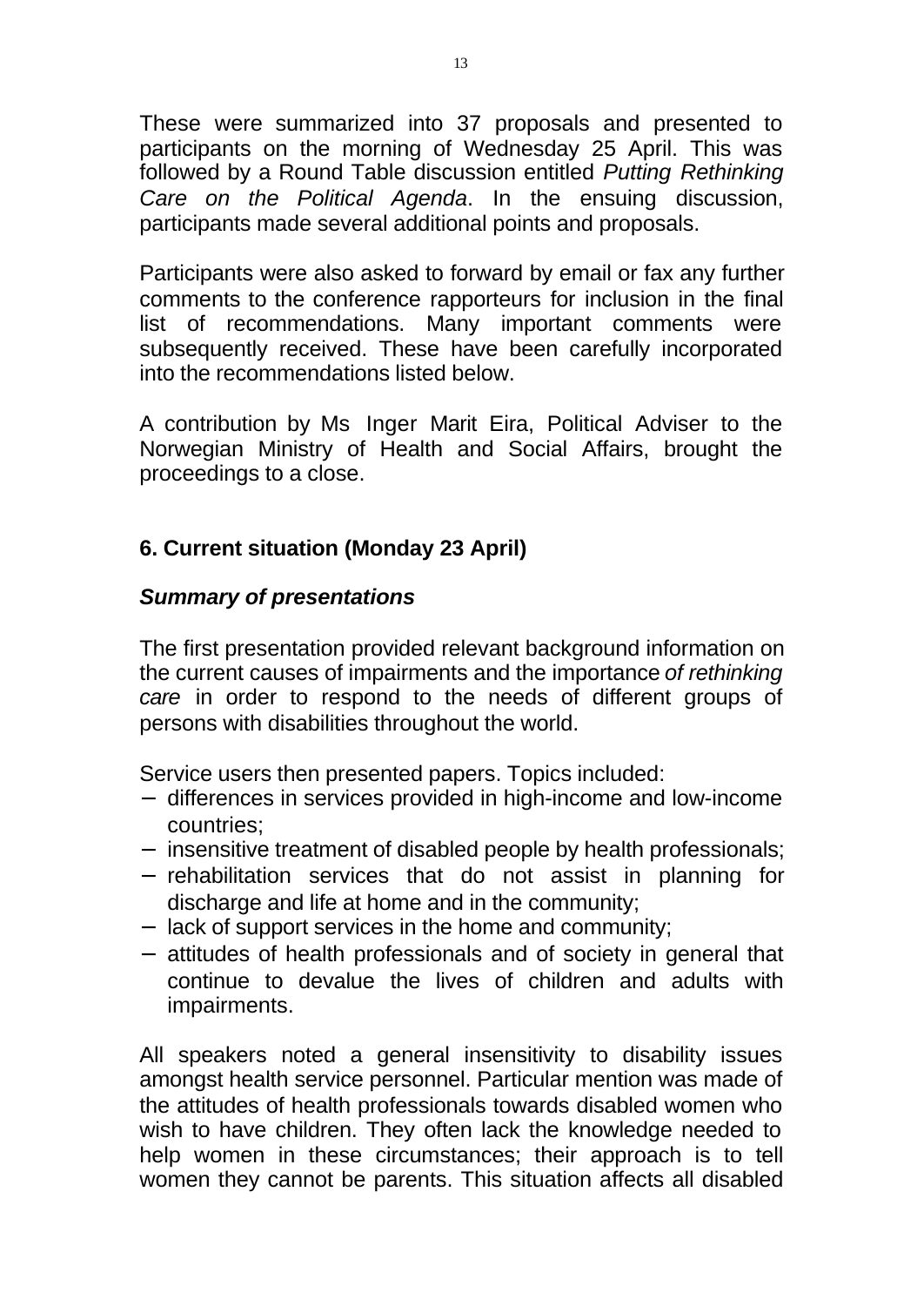These were summarized into 37 proposals and presented to participants on the morning of Wednesday 25 April. This was followed by a Round Table discussion entitled *Putting Rethinking Care on the Political Agenda*. In the ensuing discussion, participants made several additional points and proposals.

Participants were also asked to forward by email or fax any further comments to the conference rapporteurs for inclusion in the final list of recommendations. Many important comments were subsequently received. These have been carefully incorporated into the recommendations listed below.

A contribution by Ms Inger Marit Eira, Political Adviser to the Norwegian Ministry of Health and Social Affairs, brought the proceedings to a close.

## 6. Current situation (Monday 23 April)

### *Summary of presentations*

The first presentation provided relevant background information on the current causes of impairments and the importance *of rethinking care* in order to respond to the needs of different groups of persons with disabilities throughout the world.

Service users then presented papers. Topics included:

- differences in services provided in high-income and low-income countries;
- insensitive treatment of disabled people by health professionals;
- rehabilitation services that do not assist in planning for discharge and life at home and in the community;
- lack of support services in the home and community;
- attitudes of health professionals and of society in general that continue to devalue the lives of children and adults with impairments.

All speakers noted a general insensitivity to disability issues amongst health service personnel. Particular mention was made of the attitudes of health professionals towards disabled women who wish to have children. They often lack the knowledge needed to help women in these circumstances; their approach is to tell women they cannot be parents. This situation affects all disabled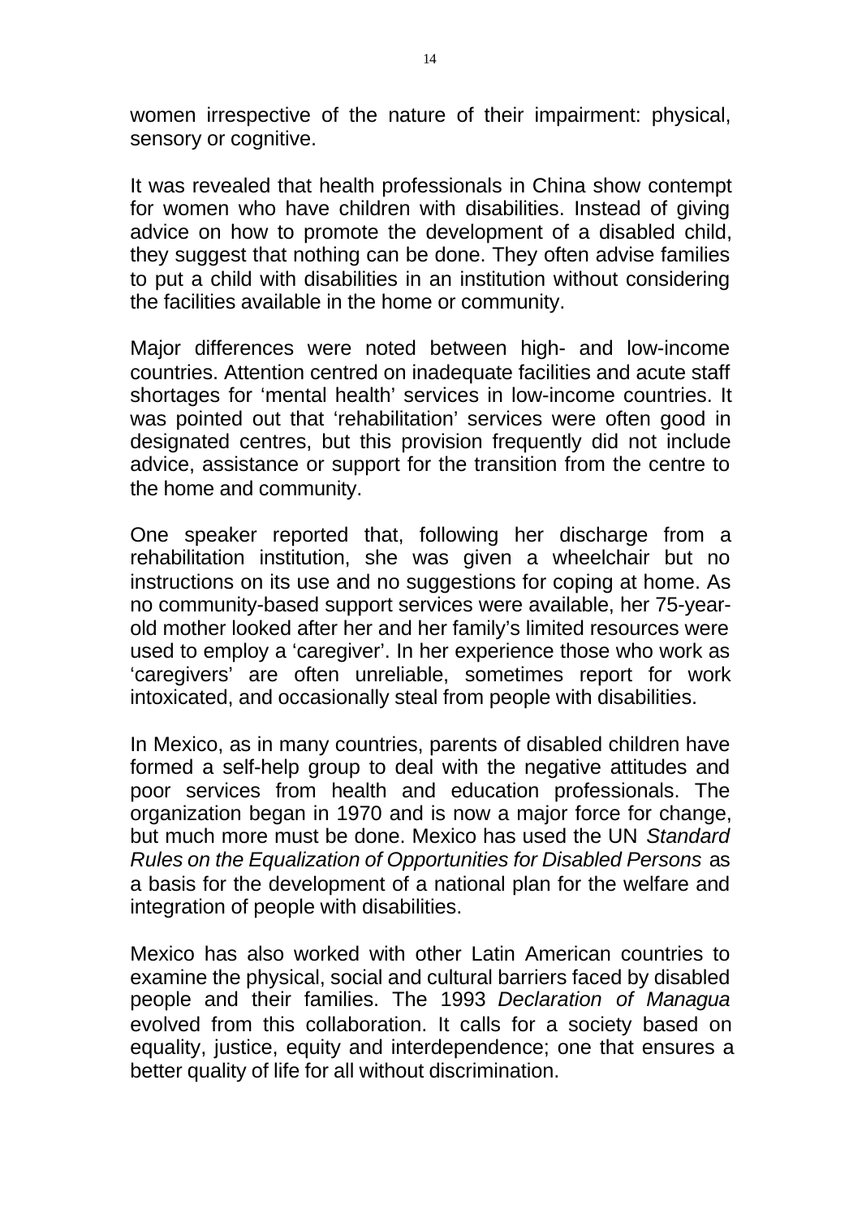women irrespective of the nature of their impairment: physical, sensory or cognitive.

It was revealed that health professionals in China show contempt for women who have children with disabilities. Instead of giving advice on how to promote the development of a disabled child, they suggest that nothing can be done. They often advise families to put a child with disabilities in an institution without considering the facilities available in the home or community.

Major differences were noted between high- and low-income countries. Attention centred on inadequate facilities and acute staff shortages for 'mental health' services in low-income countries. It was pointed out that 'rehabilitation' services were often good in designated centres, but this provision frequently did not include advice, assistance or support for the transition from the centre to the home and community.

One speaker reported that, following her discharge from a rehabilitation institution, she was given a wheelchair but no instructions on its use and no suggestions for coping at home. As no community-based support services were available, her 75-year-old mother looked after her and her family's limited resources were used to employ a 'caregiver'. In her experience those who work as 'caregivers' are often unreliable, sometimes report for work intoxicated, and occasionally steal from people with disabilities.

In Mexico, as in many countries, parents of disabled children have formed a self-help group to deal with the negative attitudes and poor services from health and education professionals. The organization began in 1970 and is now a major force for change, but much more must be done. Mexico has used the UN *Standard Rules on the Equalization of Opportunities for Disabled Persons* as a basis for the development of a national plan for the welfare and integration of people with disabilities.

Mexico has also worked with other Latin American countries to examine the physical, social and cultural barriers faced by disabled people and their families. The 1993 *Declaration of Managua* evolved from this collaboration. It calls for a society based on equality, justice, equity and interdependence; one that ensures a better quality of life for all without discrimination.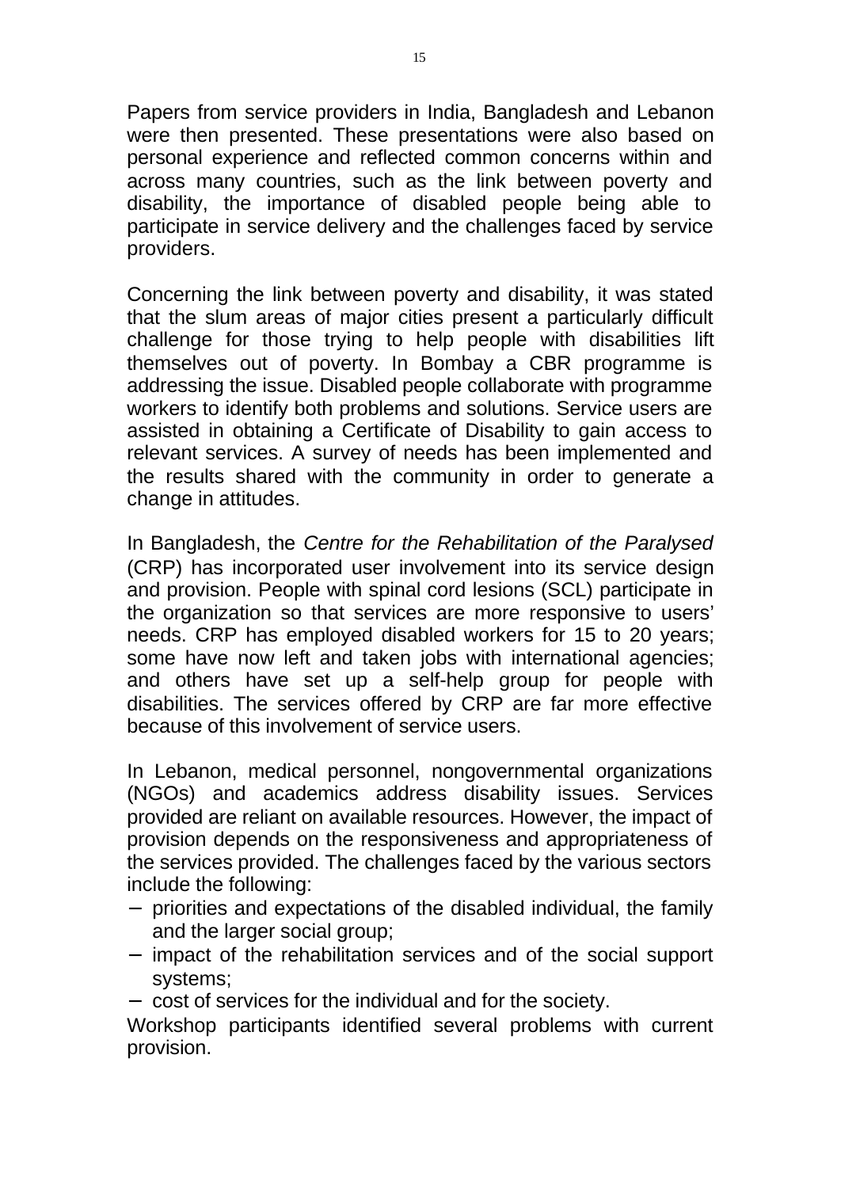Papers from service providers in India, Bangladesh and Lebanon were then presented. These presentations were also based on personal experience and reflected common concerns within and across many countries, such as the link between poverty and disability, the importance of disabled people being able to participate in service delivery and the challenges faced by service providers.

Concerning the link between poverty and disability, it was stated that the slum areas of major cities present a particularly difficult challenge for those trying to help people with disabilities lift themselves out of poverty. In Bombay a CBR programme is addressing the issue. Disabled people collaborate with programme workers to identify both problems and solutions. Service users are assisted in obtaining a Certificate of Disability to gain access to relevant services. A survey of needs has been implemented and the results shared with the community in order to generate a change in attitudes.

In Bangladesh, the *Centre for the Rehabilitation of the Paralysed* (CRP) has incorporated user involvement into its service design and provision. People with spinal cord lesions (SCL) participate in the organization so that services are more responsive to users' needs. CRP has employed disabled workers for 15 to 20 years; some have now left and taken jobs with international agencies; and others have set up a self-help group for people with disabilities. The services offered by CRP are far more effective because of this involvement of service users.

In Lebanon, medical personnel, nongovernmental organizations (NGOs) and academics address disability issues. Services provided are reliant on available resources. However, the impact of provision depends on the responsiveness and appropriateness of the services provided. The challenges faced by the various sectors include the following:

- priorities and expectations of the disabled individual, the family and the larger social group;
- impact of the rehabilitation services and of the social support systems;
- cost of services for the individual and for the society.

Workshop participants identified several problems with current provision.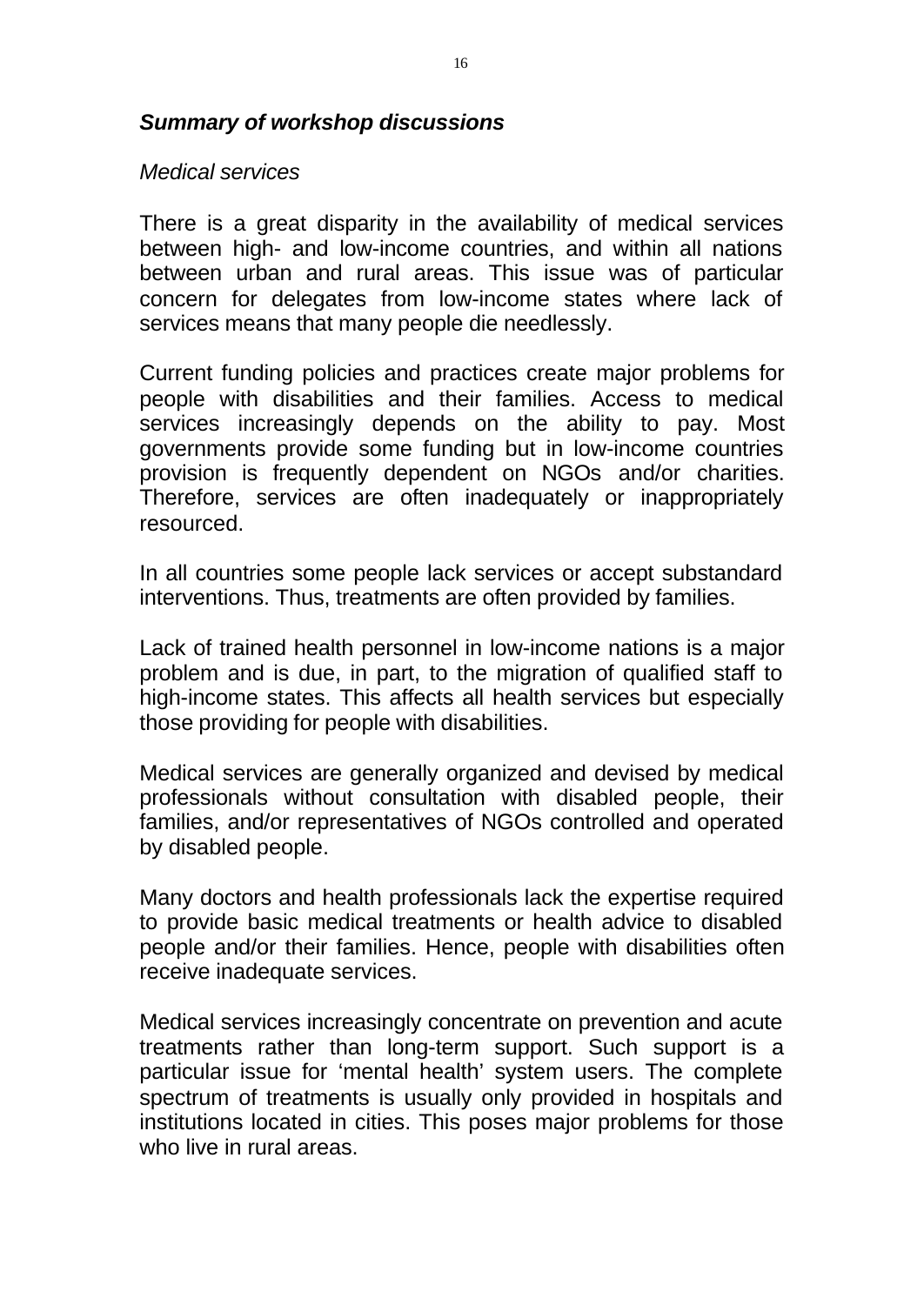### ***Summary of workshop discussions***

*Medical services*

There is a great disparity in the availability of medical services between high- and low-income countries, and within all nations between urban and rural areas. This issue was of particular concern for delegates from low-income states where lack of services means that many people die needlessly.

Current funding policies and practices create major problems for people with disabilities and their families. Access to medical services increasingly depends on the ability to pay. Most governments provide some funding but in low-income countries provision is frequently dependent on NGOs and/or charities. Therefore, services are often inadequately or inappropriately resourced.

In all countries some people lack services or accept substandard interventions. Thus, treatments are often provided by families.

Lack of trained health personnel in low-income nations is a major problem and is due, in part, to the migration of qualified staff to high-income states. This affects all health services but especially those providing for people with disabilities.

Medical services are generally organized and devised by medical professionals without consultation with disabled people, their families, and/or representatives of NGOs controlled and operated by disabled people.

Many doctors and health professionals lack the expertise required to provide basic medical treatments or health advice to disabled people and/or their families. Hence, people with disabilities often receive inadequate services.

Medical services increasingly concentrate on prevention and acute treatments rather than long-term support. Such support is a particular issue for 'mental health' system users. The complete spectrum of treatments is usually only provided in hospitals and institutions located in cities. This poses major problems for those who live in rural areas.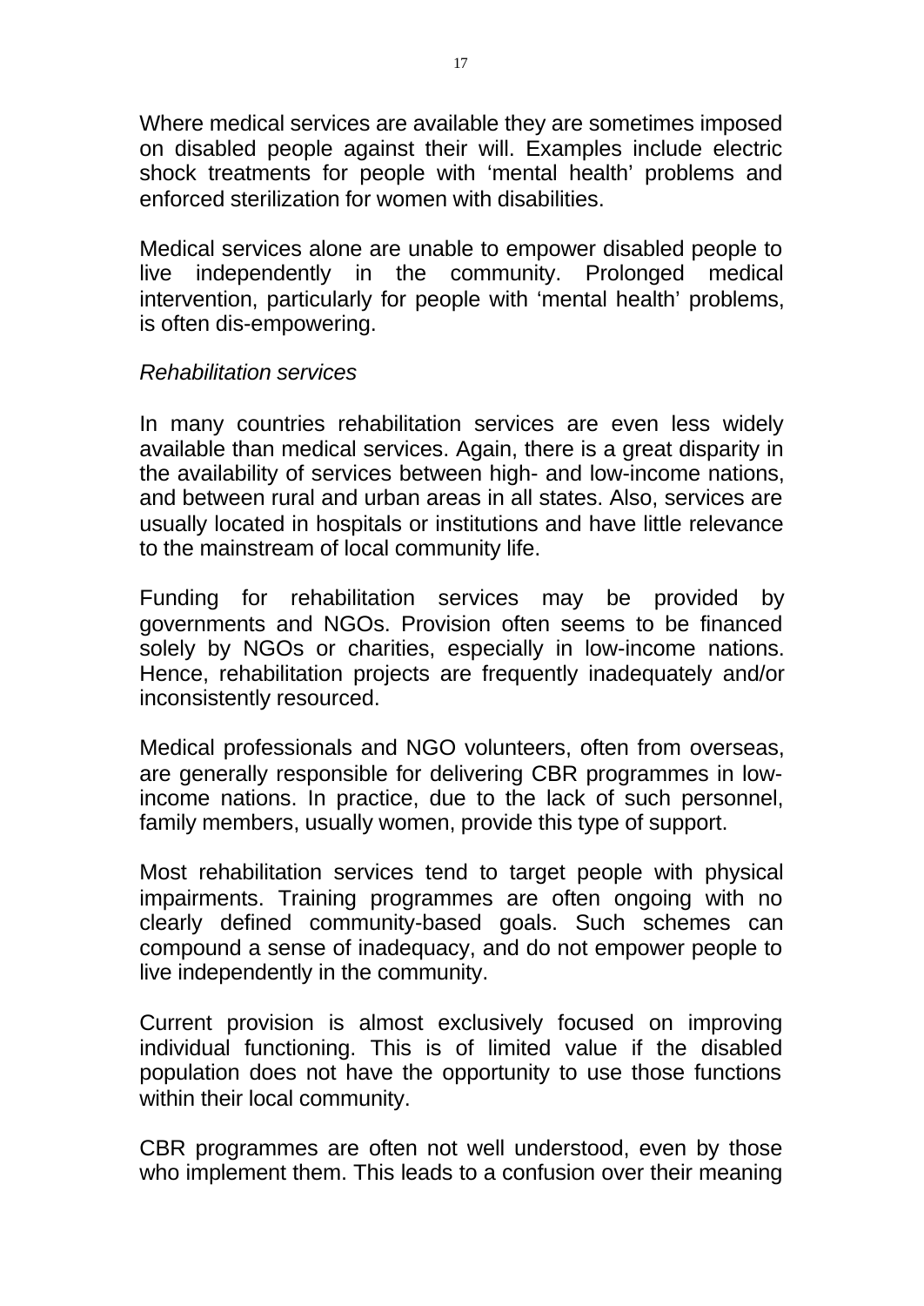Where medical services are available they are sometimes imposed on disabled people against their will. Examples include electric shock treatments for people with 'mental health' problems and enforced sterilization for women with disabilities.

Medical services alone are unable to empower disabled people to live independently in the community. Prolonged medical intervention, particularly for people with 'mental health' problems, is often dis-empowering.

*Rehabilitation services*

In many countries rehabilitation services are even less widely available than medical services. Again, there is a great disparity in the availability of services between high- and low-income nations, and between rural and urban areas in all states. Also, services are usually located in hospitals or institutions and have little relevance to the mainstream of local community life.

Funding for rehabilitation services may be provided by governments and NGOs. Provision often seems to be financed solely by NGOs or charities, especially in low-income nations. Hence, rehabilitation projects are frequently inadequately and/or inconsistently resourced.

Medical professionals and NGO volunteers, often from overseas, are generally responsible for delivering CBR programmes in low-income nations. In practice, due to the lack of such personnel, family members, usually women, provide this type of support.

Most rehabilitation services tend to target people with physical impairments. Training programmes are often ongoing with no clearly defined community-based goals. Such schemes can compound a sense of inadequacy, and do not empower people to live independently in the community.

Current provision is almost exclusively focused on improving individual functioning. This is of limited value if the disabled population does not have the opportunity to use those functions within their local community.

CBR programmes are often not well understood, even by those who implement them. This leads to a confusion over their meaning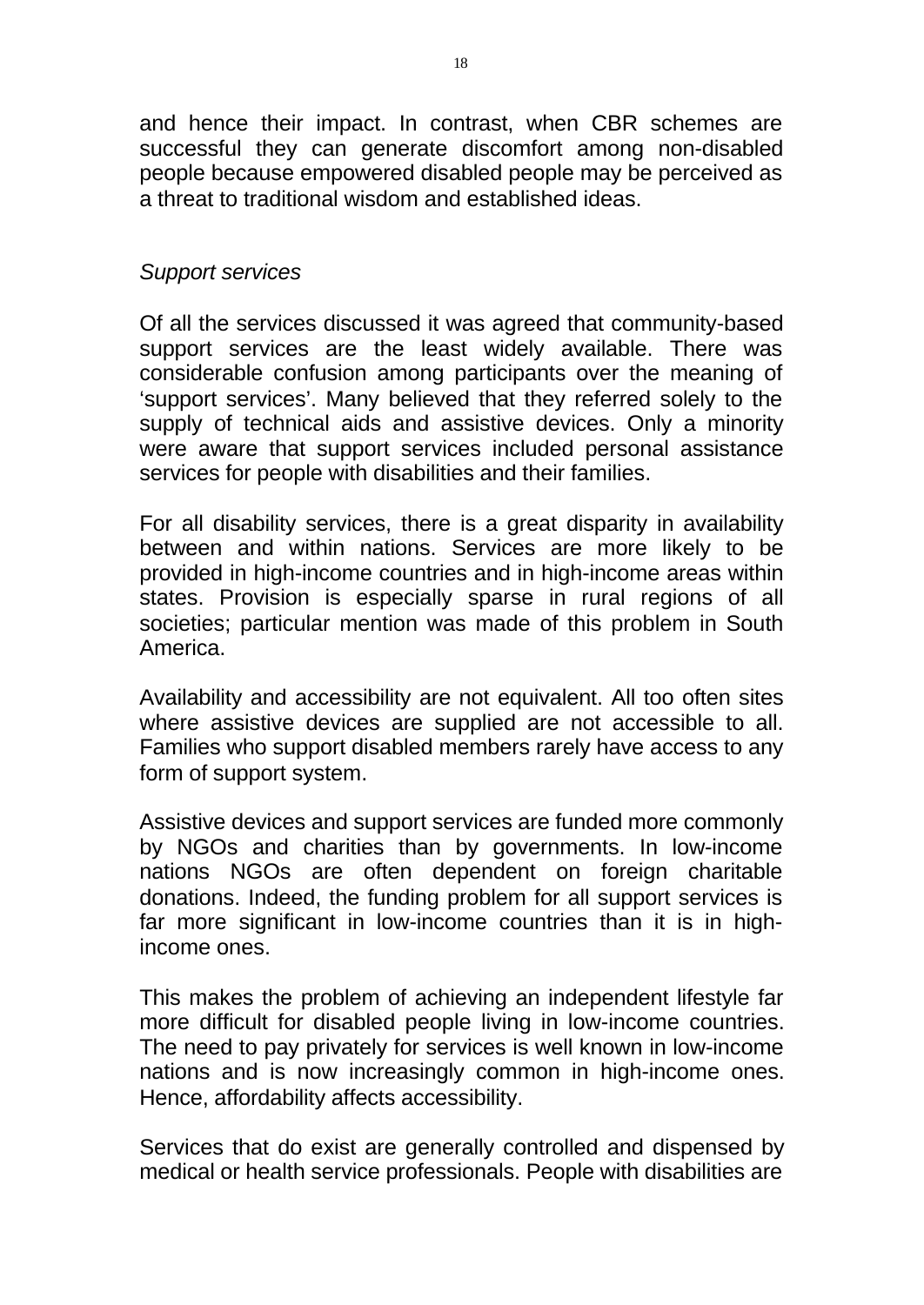and hence their impact. In contrast, when CBR schemes are successful they can generate discomfort among non-disabled people because empowered disabled people may be perceived as a threat to traditional wisdom and established ideas.

*Support services*

Of all the services discussed it was agreed that community-based support services are the least widely available. There was considerable confusion among participants over the meaning of ‘support services’. Many believed that they referred solely to the supply of technical aids and assistive devices. Only a minority were aware that support services included personal assistance services for people with disabilities and their families.

For all disability services, there is a great disparity in availability between and within nations. Services are more likely to be provided in high-income countries and in high-income areas within states. Provision is especially sparse in rural regions of all societies; particular mention was made of this problem in South America.

Availability and accessibility are not equivalent. All too often sites where assistive devices are supplied are not accessible to all. Families who support disabled members rarely have access to any form of support system.

Assistive devices and support services are funded more commonly by NGOs and charities than by governments. In low-income nations NGOs are often dependent on foreign charitable donations. Indeed, the funding problem for all support services is far more significant in low-income countries than it is in high-income ones.

This makes the problem of achieving an independent lifestyle far more difficult for disabled people living in low-income countries. The need to pay privately for services is well known in low-income nations and is now increasingly common in high-income ones. Hence, affordability affects accessibility.

Services that do exist are generally controlled and dispensed by medical or health service professionals. People with disabilities are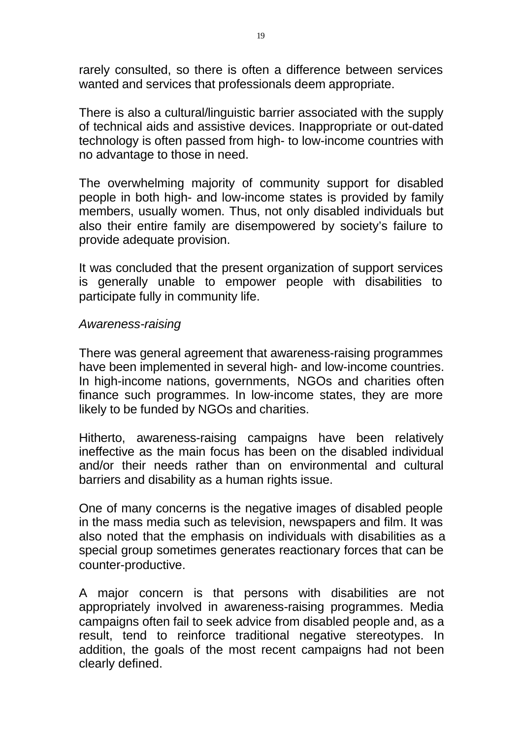rarely consulted, so there is often a difference between services wanted and services that professionals deem appropriate.

There is also a cultural/linguistic barrier associated with the supply of technical aids and assistive devices. Inappropriate or out-dated technology is often passed from high- to low-income countries with no advantage to those in need.

The overwhelming majority of community support for disabled people in both high- and low-income states is provided by family members, usually women. Thus, not only disabled individuals but also their entire family are disempowered by society's failure to provide adequate provision.

It was concluded that the present organization of support services is generally unable to empower people with disabilities to participate fully in community life.

*Awareness-raising*

There was general agreement that awareness-raising programmes have been implemented in several high- and low-income countries. In high-income nations, governments, NGOs and charities often finance such programmes. In low-income states, they are more likely to be funded by NGOs and charities.

Hitherto, awareness-raising campaigns have been relatively ineffective as the main focus has been on the disabled individual and/or their needs rather than on environmental and cultural barriers and disability as a human rights issue.

One of many concerns is the negative images of disabled people in the mass media such as television, newspapers and film. It was also noted that the emphasis on individuals with disabilities as a special group sometimes generates reactionary forces that can be counter-productive.

A major concern is that persons with disabilities are not appropriately involved in awareness-raising programmes. Media campaigns often fail to seek advice from disabled people and, as a result, tend to reinforce traditional negative stereotypes. In addition, the goals of the most recent campaigns had not been clearly defined.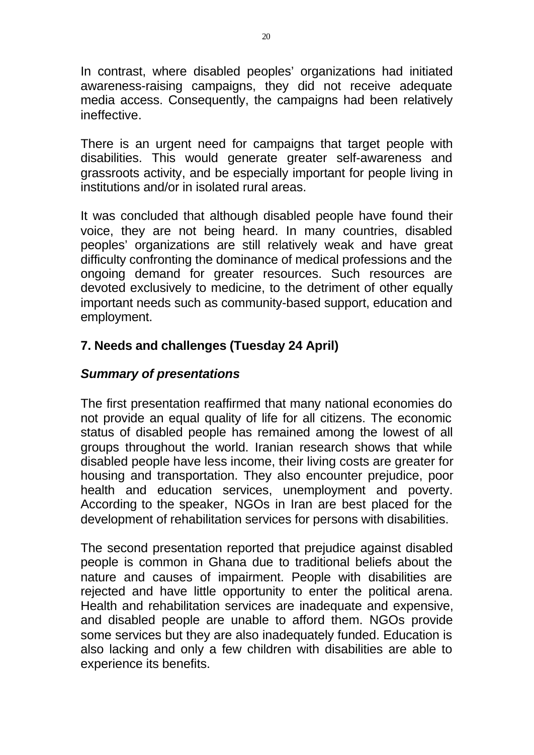In contrast, where disabled peoples' organizations had initiated awareness-raising campaigns, they did not receive adequate media access. Consequently, the campaigns had been relatively ineffective.

There is an urgent need for campaigns that target people with disabilities. This would generate greater self-awareness and grassroots activity, and be especially important for people living in institutions and/or in isolated rural areas.

It was concluded that although disabled people have found their voice, they are not being heard. In many countries, disabled peoples' organizations are still relatively weak and have great difficulty confronting the dominance of medical professions and the ongoing demand for greater resources. Such resources are devoted exclusively to medicine, to the detriment of other equally important needs such as community-based support, education and employment.

## 7. Needs and challenges (Tuesday 24 April)

### *Summary of presentations*

The first presentation reaffirmed that many national economies do not provide an equal quality of life for all citizens. The economic status of disabled people has remained among the lowest of all groups throughout the world. Iranian research shows that while disabled people have less income, their living costs are greater for housing and transportation. They also encounter prejudice, poor health and education services, unemployment and poverty. According to the speaker, NGOs in Iran are best placed for the development of rehabilitation services for persons with disabilities.

The second presentation reported that prejudice against disabled people is common in Ghana due to traditional beliefs about the nature and causes of impairment. People with disabilities are rejected and have little opportunity to enter the political arena. Health and rehabilitation services are inadequate and expensive, and disabled people are unable to afford them. NGOs provide some services but they are also inadequately funded. Education is also lacking and only a few children with disabilities are able to experience its benefits.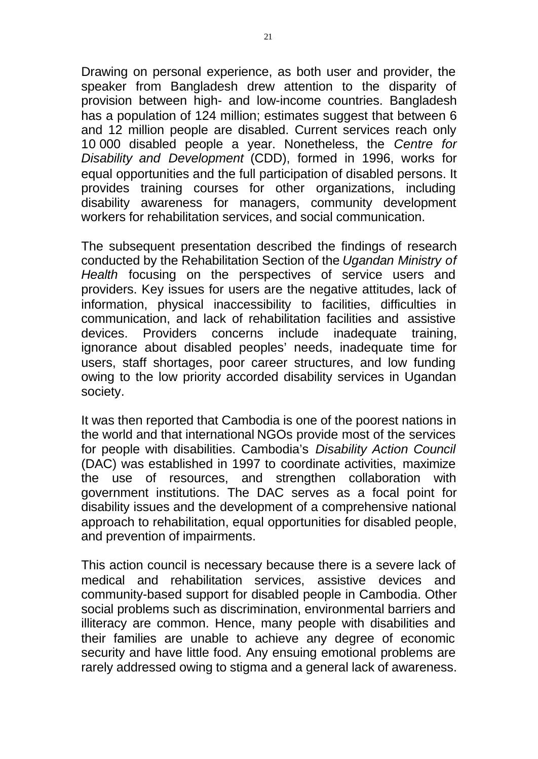Drawing on personal experience, as both user and provider, the speaker from Bangladesh drew attention to the disparity of provision between high- and low-income countries. Bangladesh has a population of 124 million; estimates suggest that between 6 and 12 million people are disabled. Current services reach only 10 000 disabled people a year. Nonetheless, the *Centre for Disability and Development* (CDD), formed in 1996, works for equal opportunities and the full participation of disabled persons. It provides training courses for other organizations, including disability awareness for managers, community development workers for rehabilitation services, and social communication.

The subsequent presentation described the findings of research conducted by the Rehabilitation Section of the *Ugandan Ministry of Health* focusing on the perspectives of service users and providers. Key issues for users are the negative attitudes, lack of information, physical inaccessibility to facilities, difficulties in communication, and lack of rehabilitation facilities and assistive devices. Providers concerns include inadequate training, ignorance about disabled peoples' needs, inadequate time for users, staff shortages, poor career structures, and low funding owing to the low priority accorded disability services in Ugandan society.

It was then reported that Cambodia is one of the poorest nations in the world and that international NGOs provide most of the services for people with disabilities. Cambodia's *Disability Action Council* (DAC) was established in 1997 to coordinate activities, maximize the use of resources, and strengthen collaboration with government institutions. The DAC serves as a focal point for disability issues and the development of a comprehensive national approach to rehabilitation, equal opportunities for disabled people, and prevention of impairments.

This action council is necessary because there is a severe lack of medical and rehabilitation services, assistive devices and community-based support for disabled people in Cambodia. Other social problems such as discrimination, environmental barriers and illiteracy are common. Hence, many people with disabilities and their families are unable to achieve any degree of economic security and have little food. Any ensuing emotional problems are rarely addressed owing to stigma and a general lack of awareness.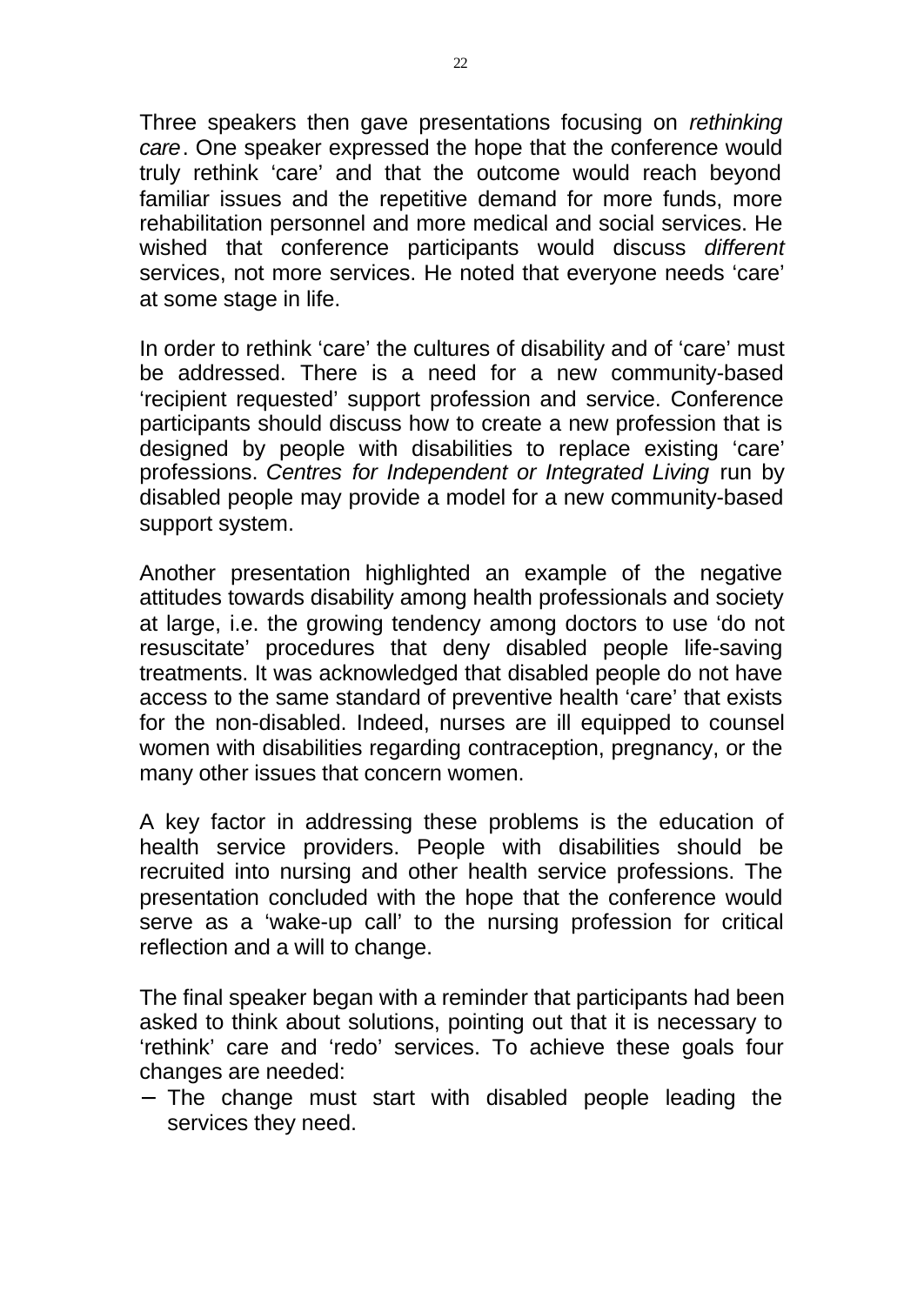Three speakers then gave presentations focusing on *rethinking care*. One speaker expressed the hope that the conference would truly rethink ‘care’ and that the outcome would reach beyond familiar issues and the repetitive demand for more funds, more rehabilitation personnel and more medical and social services. He wished that conference participants would discuss *different* services, not more services. He noted that everyone needs ‘care’ at some stage in life.

In order to rethink ‘care’ the cultures of disability and of ‘care’ must be addressed. There is a need for a new community-based ‘recipient requested’ support profession and service. Conference participants should discuss how to create a new profession that is designed by people with disabilities to replace existing ‘care’ professions. *Centres for Independent or Integrated Living* run by disabled people may provide a model for a new community-based support system.

Another presentation highlighted an example of the negative attitudes towards disability among health professionals and society at large, i.e. the growing tendency among doctors to use ‘do not resuscitate’ procedures that deny disabled people life-saving treatments. It was acknowledged that disabled people do not have access to the same standard of preventive health ‘care’ that exists for the non-disabled. Indeed, nurses are ill equipped to counsel women with disabilities regarding contraception, pregnancy, or the many other issues that concern women.

A key factor in addressing these problems is the education of health service providers. People with disabilities should be recruited into nursing and other health service professions. The presentation concluded with the hope that the conference would serve as a ‘wake-up call’ to the nursing profession for critical reflection and a will to change.

The final speaker began with a reminder that participants had been asked to think about solutions, pointing out that it is necessary to ‘rethink’ care and ‘redo’ services. To achieve these goals four changes are needed:

- The change must start with disabled people leading the services they need.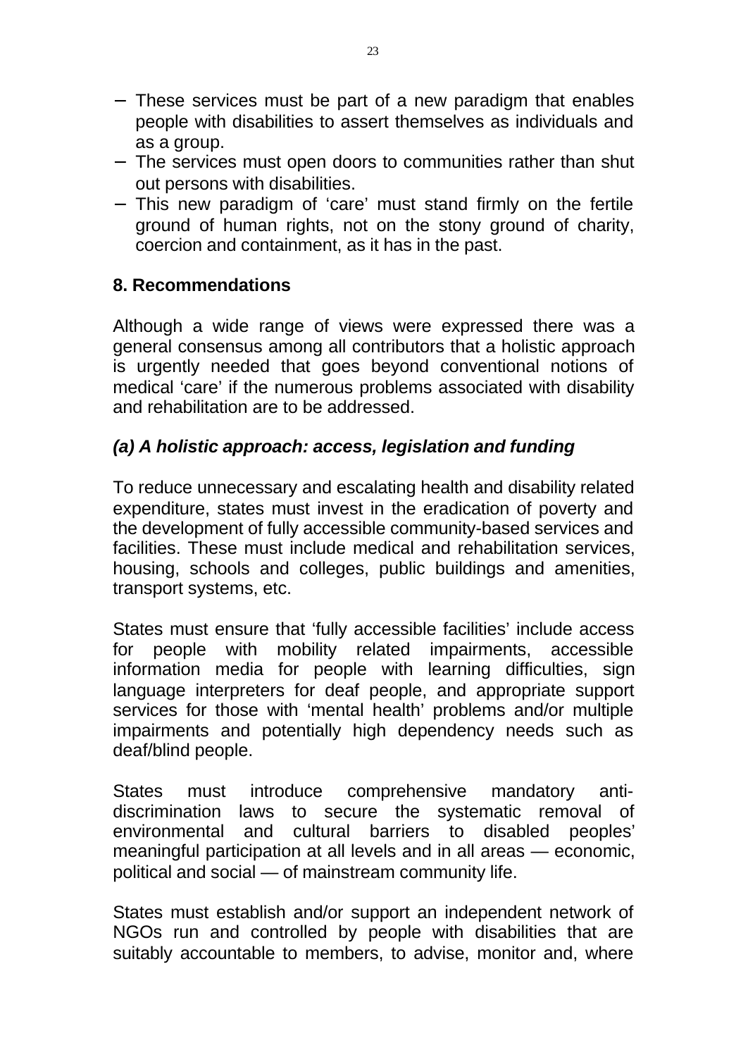- These services must be part of a new paradigm that enables people with disabilities to assert themselves as individuals and as a group.
- The services must open doors to communities rather than shut out persons with disabilities.
- This new paradigm of 'care' must stand firmly on the fertile ground of human rights, not on the stony ground of charity, coercion and containment, as it has in the past.

## 8. Recommendations

Although a wide range of views were expressed there was a general consensus among all contributors that a holistic approach is urgently needed that goes beyond conventional notions of medical 'care' if the numerous problems associated with disability and rehabilitation are to be addressed.

### *(a) A holistic approach: access, legislation and funding*

To reduce unnecessary and escalating health and disability related expenditure, states must invest in the eradication of poverty and the development of fully accessible community-based services and facilities. These must include medical and rehabilitation services, housing, schools and colleges, public buildings and amenities, transport systems, etc.

States must ensure that 'fully accessible facilities' include access for people with mobility related impairments, accessible information media for people with learning difficulties, sign language interpreters for deaf people, and appropriate support services for those with 'mental health' problems and/or multiple impairments and potentially high dependency needs such as deaf/blind people.

States must introduce comprehensive mandatory anti-discrimination laws to secure the systematic removal of environmental and cultural barriers to disabled peoples' meaningful participation at all levels and in all areas — economic, political and social — of mainstream community life.

States must establish and/or support an independent network of NGOs run and controlled by people with disabilities that are suitably accountable to members, to advise, monitor and, where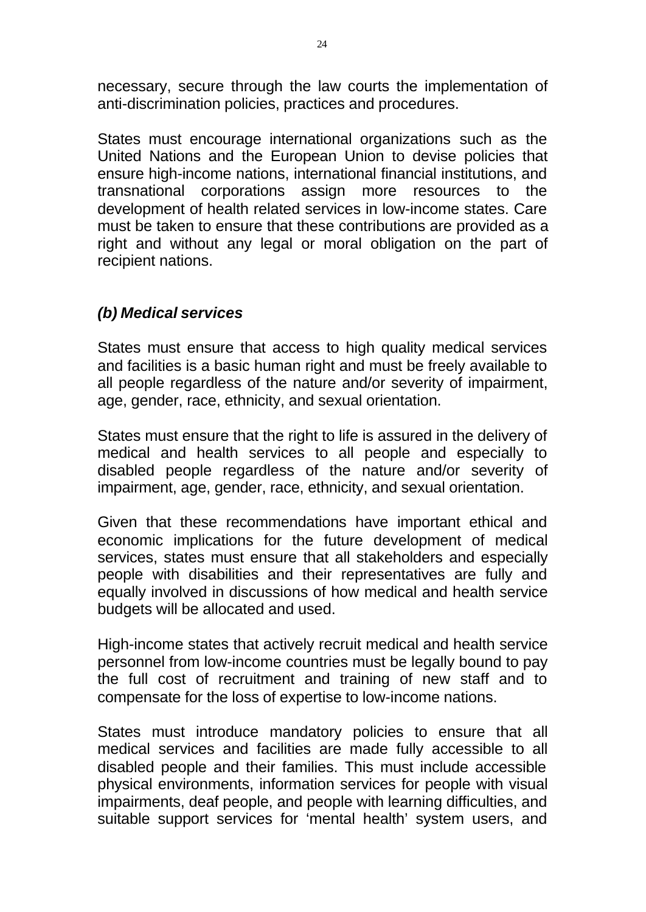necessary, secure through the law courts the implementation of anti-discrimination policies, practices and procedures.

States must encourage international organizations such as the United Nations and the European Union to devise policies that ensure high-income nations, international financial institutions, and transnational corporations assign more resources to the development of health related services in low-income states. Care must be taken to ensure that these contributions are provided as a right and without any legal or moral obligation on the part of recipient nations.

### *(b) Medical services*

States must ensure that access to high quality medical services and facilities is a basic human right and must be freely available to all people regardless of the nature and/or severity of impairment, age, gender, race, ethnicity, and sexual orientation.

States must ensure that the right to life is assured in the delivery of medical and health services to all people and especially to disabled people regardless of the nature and/or severity of impairment, age, gender, race, ethnicity, and sexual orientation.

Given that these recommendations have important ethical and economic implications for the future development of medical services, states must ensure that all stakeholders and especially people with disabilities and their representatives are fully and equally involved in discussions of how medical and health service budgets will be allocated and used.

High-income states that actively recruit medical and health service personnel from low-income countries must be legally bound to pay the full cost of recruitment and training of new staff and to compensate for the loss of expertise to low-income nations.

States must introduce mandatory policies to ensure that all medical services and facilities are made fully accessible to all disabled people and their families. This must include accessible physical environments, information services for people with visual impairments, deaf people, and people with learning difficulties, and suitable support services for 'mental health' system users, and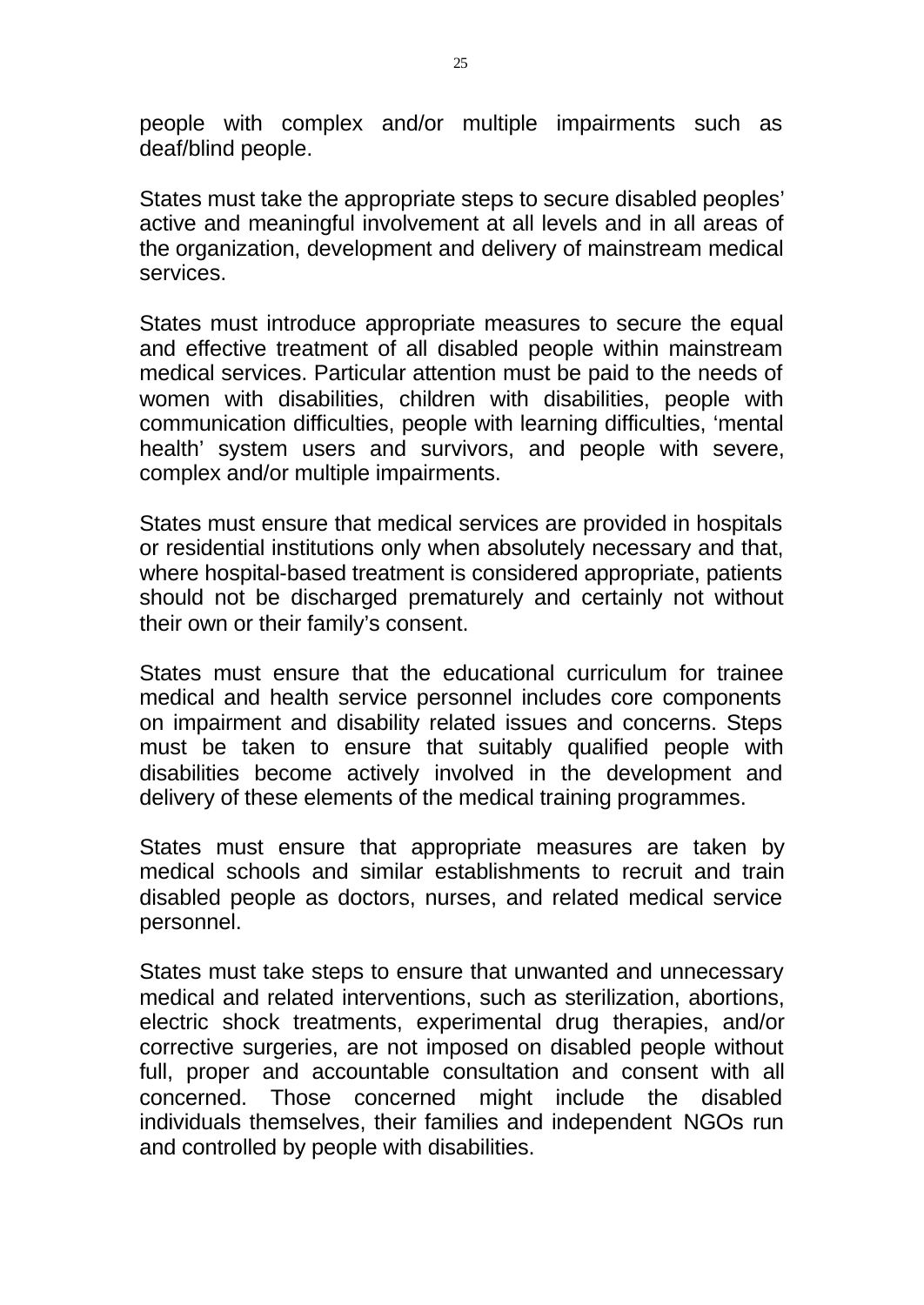people with complex and/or multiple impairments such as deaf/blind people.

States must take the appropriate steps to secure disabled peoples' active and meaningful involvement at all levels and in all areas of the organization, development and delivery of mainstream medical services.

States must introduce appropriate measures to secure the equal and effective treatment of all disabled people within mainstream medical services. Particular attention must be paid to the needs of women with disabilities, children with disabilities, people with communication difficulties, people with learning difficulties, 'mental health' system users and survivors, and people with severe, complex and/or multiple impairments.

States must ensure that medical services are provided in hospitals or residential institutions only when absolutely necessary and that, where hospital-based treatment is considered appropriate, patients should not be discharged prematurely and certainly not without their own or their family's consent.

States must ensure that the educational curriculum for trainee medical and health service personnel includes core components on impairment and disability related issues and concerns. Steps must be taken to ensure that suitably qualified people with disabilities become actively involved in the development and delivery of these elements of the medical training programmes.

States must ensure that appropriate measures are taken by medical schools and similar establishments to recruit and train disabled people as doctors, nurses, and related medical service personnel.

States must take steps to ensure that unwanted and unnecessary medical and related interventions, such as sterilization, abortions, electric shock treatments, experimental drug therapies, and/or corrective surgeries, are not imposed on disabled people without full, proper and accountable consultation and consent with all concerned. Those concerned might include the disabled individuals themselves, their families and independent NGOs run and controlled by people with disabilities.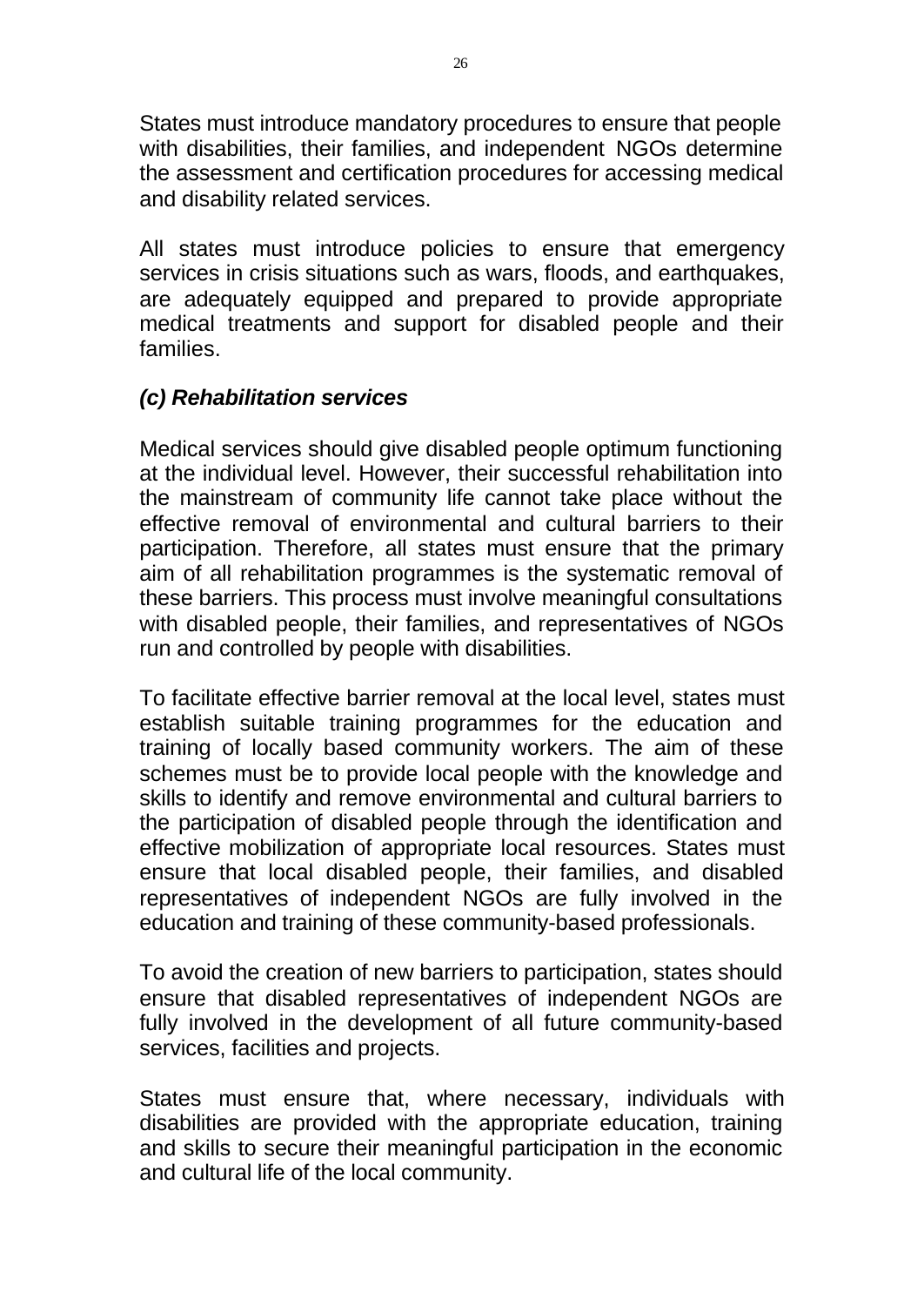States must introduce mandatory procedures to ensure that people with disabilities, their families, and independent NGOs determine the assessment and certification procedures for accessing medical and disability related services.

All states must introduce policies to ensure that emergency services in crisis situations such as wars, floods, and earthquakes, are adequately equipped and prepared to provide appropriate medical treatments and support for disabled people and their families.

### *(c) Rehabilitation services*

Medical services should give disabled people optimum functioning at the individual level. However, their successful rehabilitation into the mainstream of community life cannot take place without the effective removal of environmental and cultural barriers to their participation. Therefore, all states must ensure that the primary aim of all rehabilitation programmes is the systematic removal of these barriers. This process must involve meaningful consultations with disabled people, their families, and representatives of NGOs run and controlled by people with disabilities.

To facilitate effective barrier removal at the local level, states must establish suitable training programmes for the education and training of locally based community workers. The aim of these schemes must be to provide local people with the knowledge and skills to identify and remove environmental and cultural barriers to the participation of disabled people through the identification and effective mobilization of appropriate local resources. States must ensure that local disabled people, their families, and disabled representatives of independent NGOs are fully involved in the education and training of these community-based professionals.

To avoid the creation of new barriers to participation, states should ensure that disabled representatives of independent NGOs are fully involved in the development of all future community-based services, facilities and projects.

States must ensure that, where necessary, individuals with disabilities are provided with the appropriate education, training and skills to secure their meaningful participation in the economic and cultural life of the local community.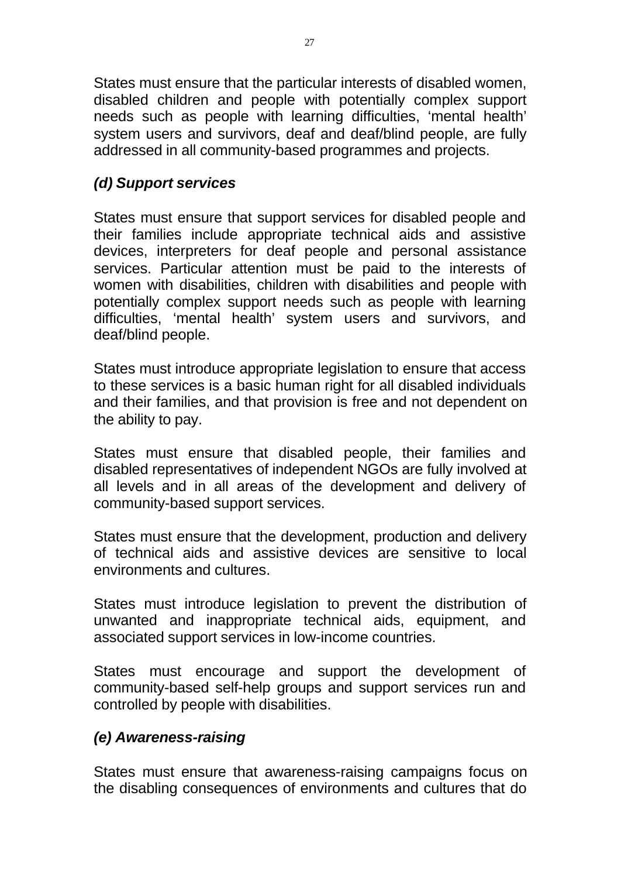States must ensure that the particular interests of disabled women, disabled children and people with potentially complex support needs such as people with learning difficulties, 'mental health' system users and survivors, deaf and deaf/blind people, are fully addressed in all community-based programmes and projects.

### *(d) Support services*

States must ensure that support services for disabled people and their families include appropriate technical aids and assistive devices, interpreters for deaf people and personal assistance services. Particular attention must be paid to the interests of women with disabilities, children with disabilities and people with potentially complex support needs such as people with learning difficulties, 'mental health' system users and survivors, and deaf/blind people.

States must introduce appropriate legislation to ensure that access to these services is a basic human right for all disabled individuals and their families, and that provision is free and not dependent on the ability to pay.

States must ensure that disabled people, their families and disabled representatives of independent NGOs are fully involved at all levels and in all areas of the development and delivery of community-based support services.

States must ensure that the development, production and delivery of technical aids and assistive devices are sensitive to local environments and cultures.

States must introduce legislation to prevent the distribution of unwanted and inappropriate technical aids, equipment, and associated support services in low-income countries.

States must encourage and support the development of community-based self-help groups and support services run and controlled by people with disabilities.

### *(e) Awareness-raising*

States must ensure that awareness-raising campaigns focus on the disabling consequences of environments and cultures that do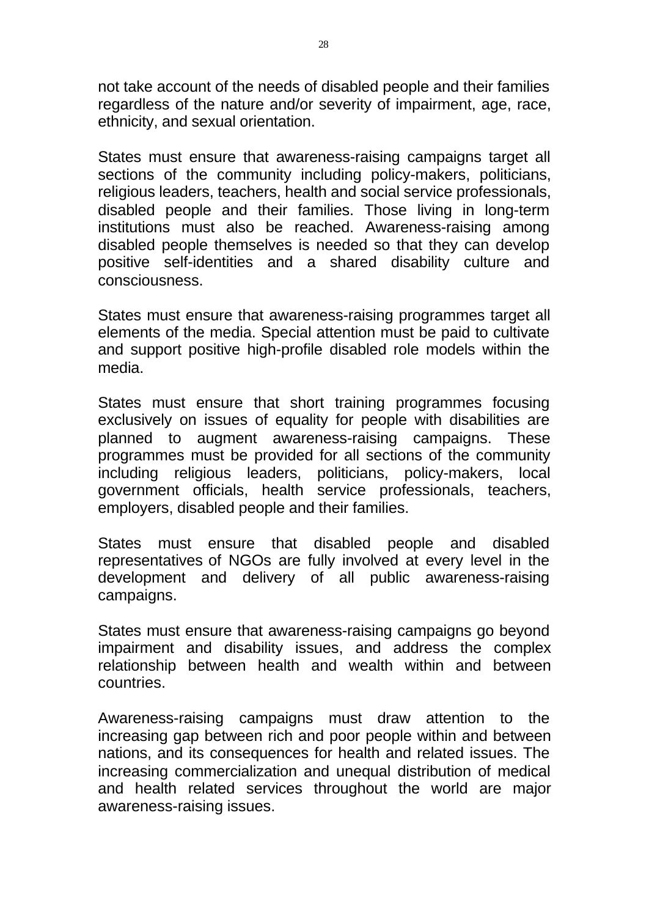not take account of the needs of disabled people and their families regardless of the nature and/or severity of impairment, age, race, ethnicity, and sexual orientation.

States must ensure that awareness-raising campaigns target all sections of the community including policy-makers, politicians, religious leaders, teachers, health and social service professionals, disabled people and their families. Those living in long-term institutions must also be reached. Awareness-raising among disabled people themselves is needed so that they can develop positive self-identities and a shared disability culture and consciousness.

States must ensure that awareness-raising programmes target all elements of the media. Special attention must be paid to cultivate and support positive high-profile disabled role models within the media.

States must ensure that short training programmes focusing exclusively on issues of equality for people with disabilities are planned to augment awareness-raising campaigns. These programmes must be provided for all sections of the community including religious leaders, politicians, policy-makers, local government officials, health service professionals, teachers, employers, disabled people and their families.

States must ensure that disabled people and disabled representatives of NGOs are fully involved at every level in the development and delivery of all public awareness-raising campaigns.

States must ensure that awareness-raising campaigns go beyond impairment and disability issues, and address the complex relationship between health and wealth within and between countries.

Awareness-raising campaigns must draw attention to the increasing gap between rich and poor people within and between nations, and its consequences for health and related issues. The increasing commercialization and unequal distribution of medical and health related services throughout the world are major awareness-raising issues.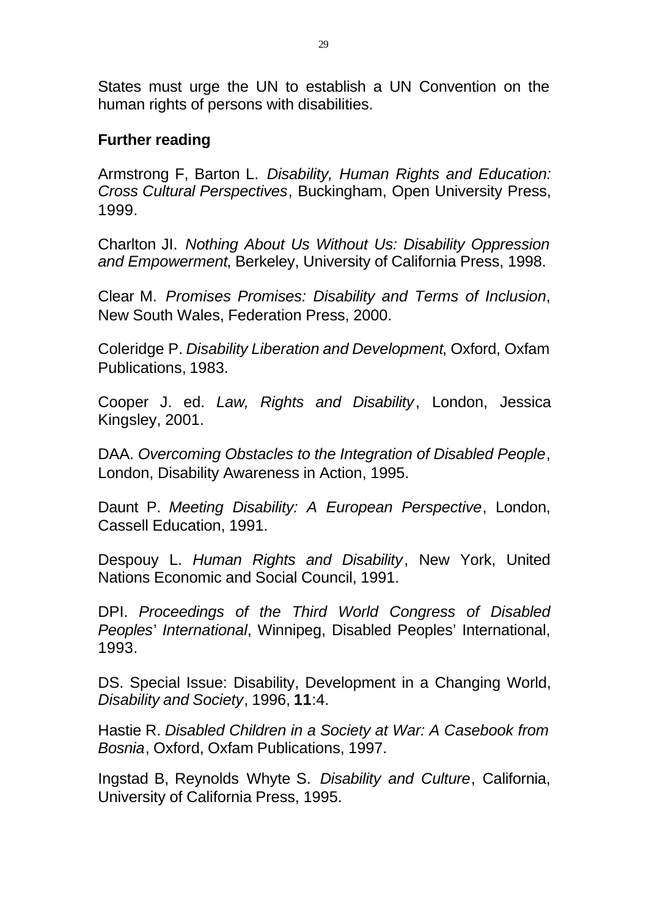States must urge the UN to establish a UN Convention on the human rights of persons with disabilities.

## Further reading

Armstrong F, Barton L. *Disability, Human Rights and Education: Cross Cultural Perspectives*, Buckingham, Open University Press, 1999.

Charlton JI. *Nothing About Us Without Us: Disability Oppression and Empowerment*, Berkeley, University of California Press, 1998.

Clear M. *Promises Promises: Disability and Terms of Inclusion*, New South Wales, Federation Press, 2000.

Coleridge P. *Disability Liberation and Development*, Oxford, Oxfam Publications, 1983.

Cooper J. ed. *Law, Rights and Disability*, London, Jessica Kingsley, 2001.

DAA. *Overcoming Obstacles to the Integration of Disabled People*, London, Disability Awareness in Action, 1995.

Daunt P. *Meeting Disability: A European Perspective*, London, Cassell Education, 1991.

Despouy L. *Human Rights and Disability*, New York, United Nations Economic and Social Council, 1991.

DPI. *Proceedings of the Third World Congress of Disabled Peoples' International*, Winnipeg, Disabled Peoples' International, 1993.

DS. Special Issue: Disability, Development in a Changing World, *Disability and Society*, 1996, **11**:4.

Hastie R. *Disabled Children in a Society at War: A Casebook from Bosnia*, Oxford, Oxfam Publications, 1997.

Ingstad B, Reynolds Whyte S. *Disability and Culture*, California, University of California Press, 1995.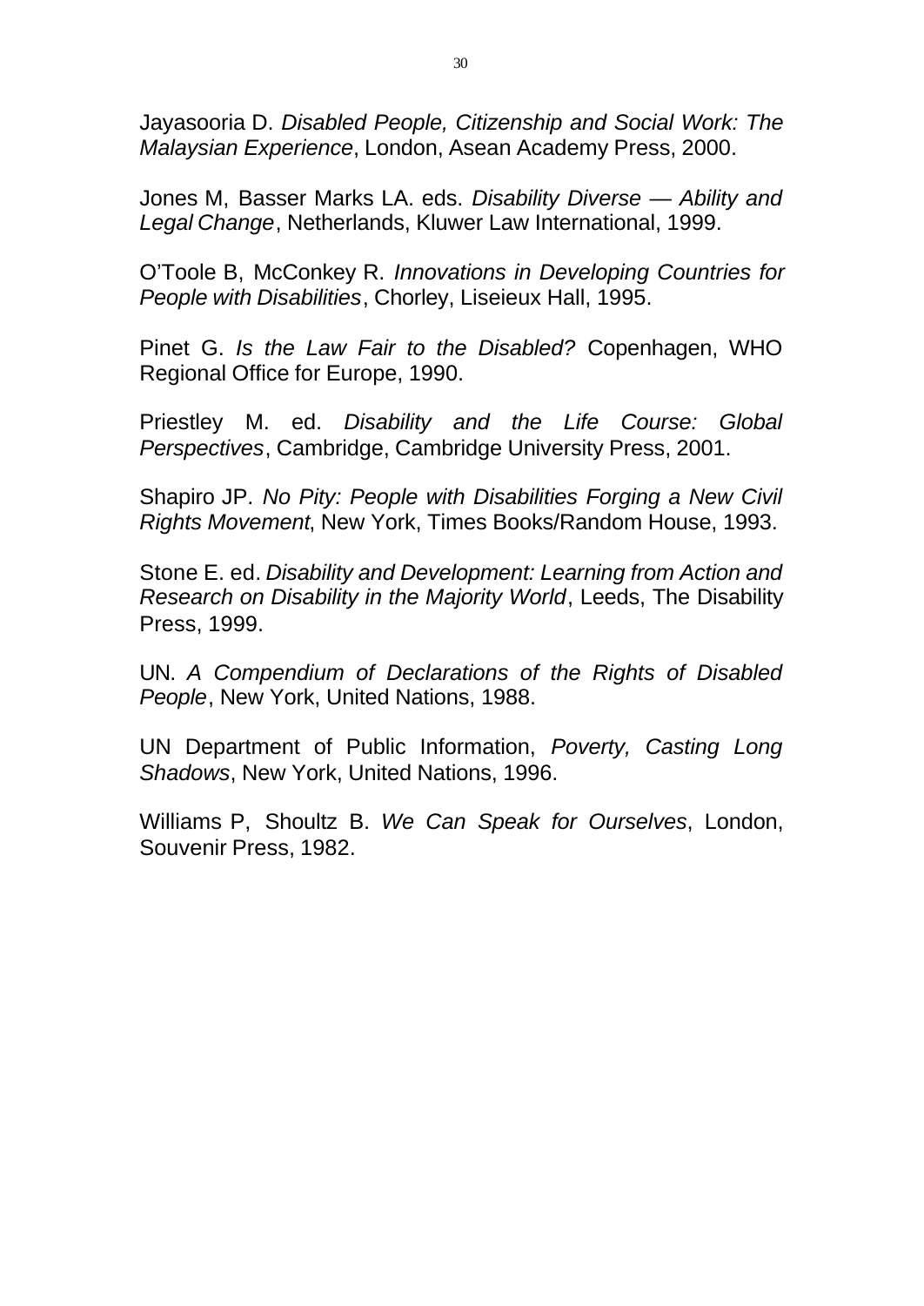Jayasooria D. *Disabled People, Citizenship and Social Work: The Malaysian Experience*, London, Asean Academy Press, 2000.

Jones M, Basser Marks LA. eds. *Disability Diverse — Ability and Legal Change*, Netherlands, Kluwer Law International, 1999.

O'Toole B, McConkey R. *Innovations in Developing Countries for People with Disabilities*, Chorley, Liseieux Hall, 1995.

Pinet G. *Is the Law Fair to the Disabled?* Copenhagen, WHO Regional Office for Europe, 1990.

Priestley M. ed. *Disability and the Life Course: Global Perspectives*, Cambridge, Cambridge University Press, 2001.

Shapiro JP. *No Pity: People with Disabilities Forging a New Civil Rights Movement*, New York, Times Books/Random House, 1993.

Stone E. ed. *Disability and Development: Learning from Action and Research on Disability in the Majority World*, Leeds, The Disability Press, 1999.

UN. *A Compendium of Declarations of the Rights of Disabled People*, New York, United Nations, 1988.

UN Department of Public Information, *Poverty, Casting Long Shadows*, New York, United Nations, 1996.

Williams P, Shoultz B. *We Can Speak for Ourselves*, London, Souvenir Press, 1982.